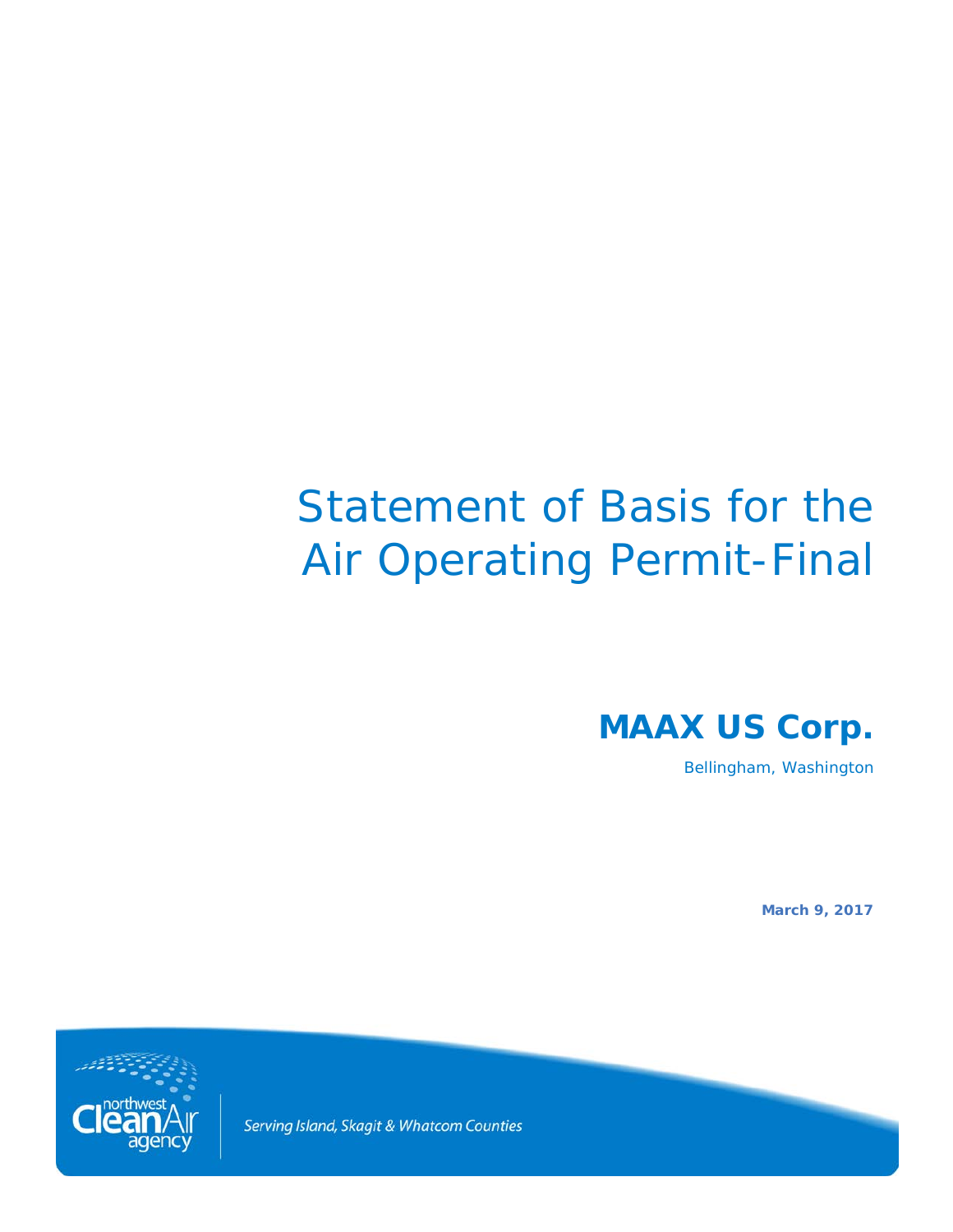# Statement of Basis for the Air Operating Permit-Final

## MAAX US Corp.

Bellingham, Washington

**March 9, 2017**

northwest Clean Air agency

*Serving Island, Skagit & Whatcom Counties*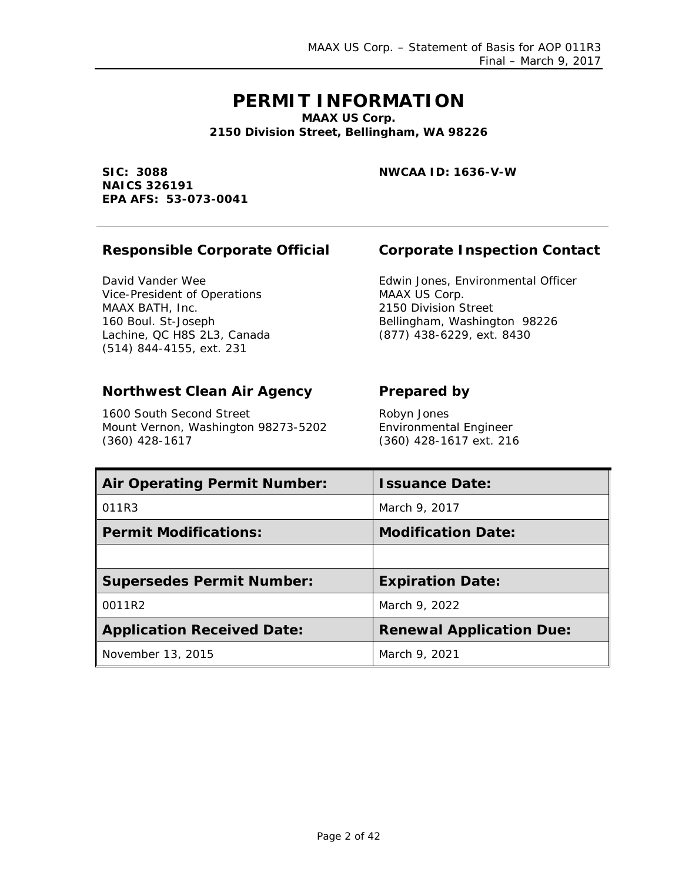# PERMIT INFORMATION

**MAAX US Corp.**
**2150 Division Street, Bellingham, WA 98226**

**SIC: 3088**
**NAICS 326191**
**EPA AFS: 53-073-0041**

**NWCAA ID: 1636-V-W**

---

## Responsible Corporate Official

David Vander Wee
Vice-President of Operations
MAAX BATH, Inc.
160 Boul. St-Joseph
Lachine, QC H8S 2L3, Canada
(514) 844-4155, ext. 231

## Corporate Inspection Contact

Edwin Jones, Environmental Officer
MAAX US Corp.
2150 Division Street
Bellingham, Washington 98226
(877) 438-6229, ext. 8430

## Northwest Clean Air Agency

1600 South Second Street
Mount Vernon, Washington 98273-5202
(360) 428-1617

## Prepared by

Robyn Jones
Environmental Engineer
(360) 428-1617 ext. 216

| **Air Operating Permit Number:** | **Issuance Date:** |
|---|---|
| 011R3 | March 9, 2017 |
| **Permit Modifications:** | **Modification Date:** |
| | |
| **Supersedes Permit Number:** | **Expiration Date:** |
| 0011R2 | March 9, 2022 |
| **Application Received Date:** | **Renewal Application Due:** |
| November 13, 2015 | March 9, 2021 |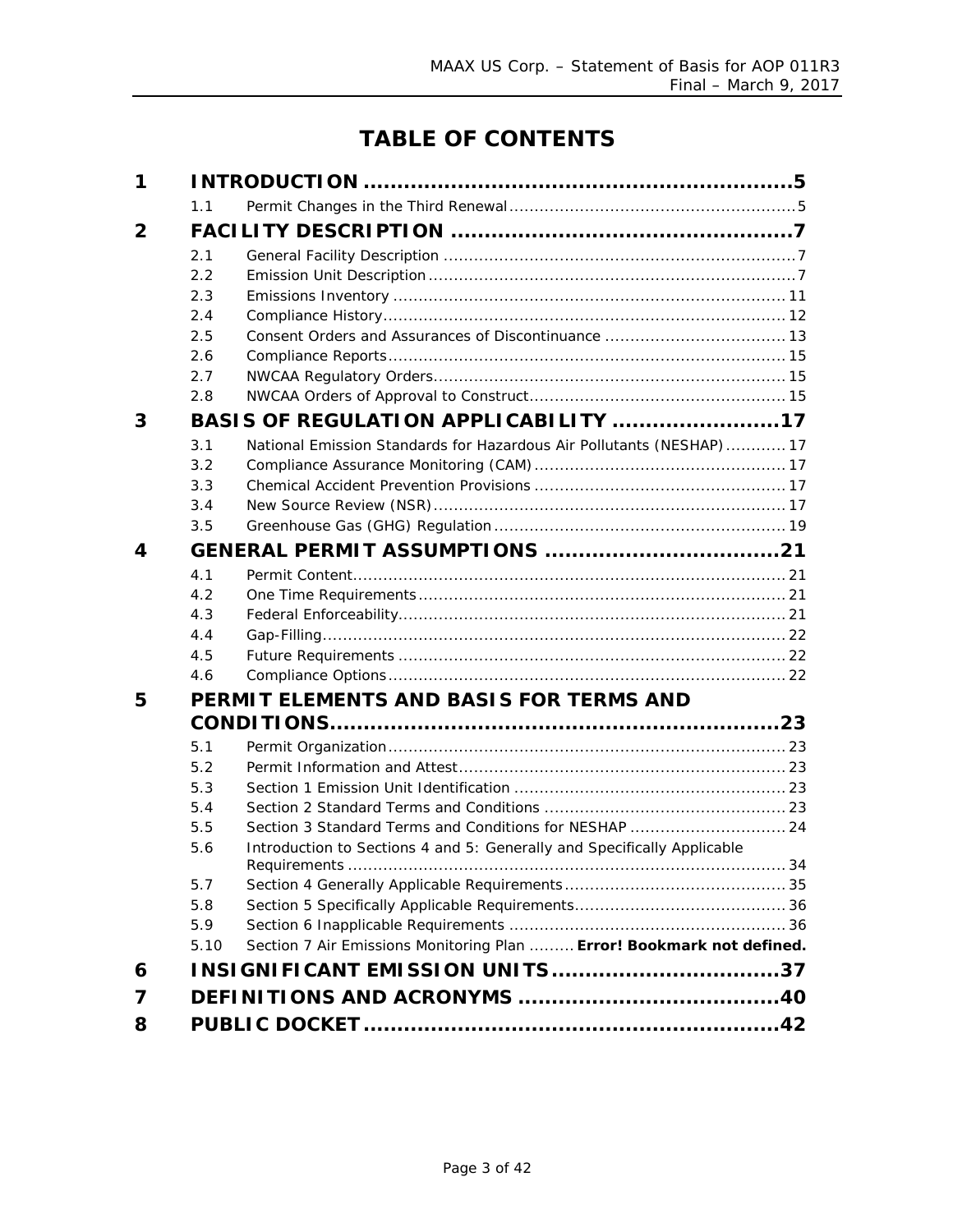# TABLE OF CONTENTS

**1 INTRODUCTION ............................................................... 5**

- 1.1 Permit Changes in the Third Renewal ............................................. 5

**2 FACILITY DESCRIPTION .................................................. 7**

- 2.1 General Facility Description .............................................................. 7
- 2.2 Emission Unit Description .................................................................. 7
- 2.3 Emissions Inventory ............................................................................ 11
- 2.4 Compliance History .............................................................................. 12
- 2.5 Consent Orders and Assurances of Discontinuance ........................... 13
- 2.6 Compliance Reports .............................................................................. 15
- 2.7 NWCAA Regulatory Orders .................................................................. 15
- 2.8 NWCAA Orders of Approval to Construct ............................................ 15

**3 BASIS OF REGULATION APPLICABILITY ......................... 17**

- 3.1 National Emission Standards for Hazardous Air Pollutants (NESHAP) ............ 17
- 3.2 Compliance Assurance Monitoring (CAM) ................................................ 17
- 3.3 Chemical Accident Prevention Provisions ................................................ 17
- 3.4 New Source Review (NSR) ....................................................................... 17
- 3.5 Greenhouse Gas (GHG) Regulation ........................................................ 19

**4 GENERAL PERMIT ASSUMPTIONS ................................... 21**

- 4.1 Permit Content ...................................................................................... 21
- 4.2 One Time Requirements ......................................................................... 21
- 4.3 Federal Enforceability ............................................................................ 21
- 4.4 Gap-Filling .............................................................................................. 22
- 4.5 Future Requirements ............................................................................. 22
- 4.6 Compliance Options ............................................................................... 22

**5 PERMIT ELEMENTS AND BASIS FOR TERMS AND CONDITIONS .................................................................. 23**

- 5.1 Permit Organization ............................................................................... 23
- 5.2 Permit Information and Attest ................................................................ 23
- 5.3 Section 1 Emission Unit Identification ..................................................... 23
- 5.4 Section 2 Standard Terms and Conditions ............................................... 23
- 5.5 Section 3 Standard Terms and Conditions for NESHAP ............................ 24
- 5.6 Introduction to Sections 4 and 5: Generally and Specifically Applicable Requirements ......................................................................................... 34
- 5.7 Section 4 Generally Applicable Requirements .......................................... 35
- 5.8 Section 5 Specifically Applicable Requirements ........................................ 36
- 5.9 Section 6 Inapplicable Requirements ....................................................... 36
- 5.10 Section 7 Air Emissions Monitoring Plan ......... **Error! Bookmark not defined.**

**6 INSIGNIFICANT EMISSION UNITS .................................. 37**

**7 DEFINITIONS AND ACRONYMS ....................................... 40**

**8 PUBLIC DOCKET ............................................................. 42**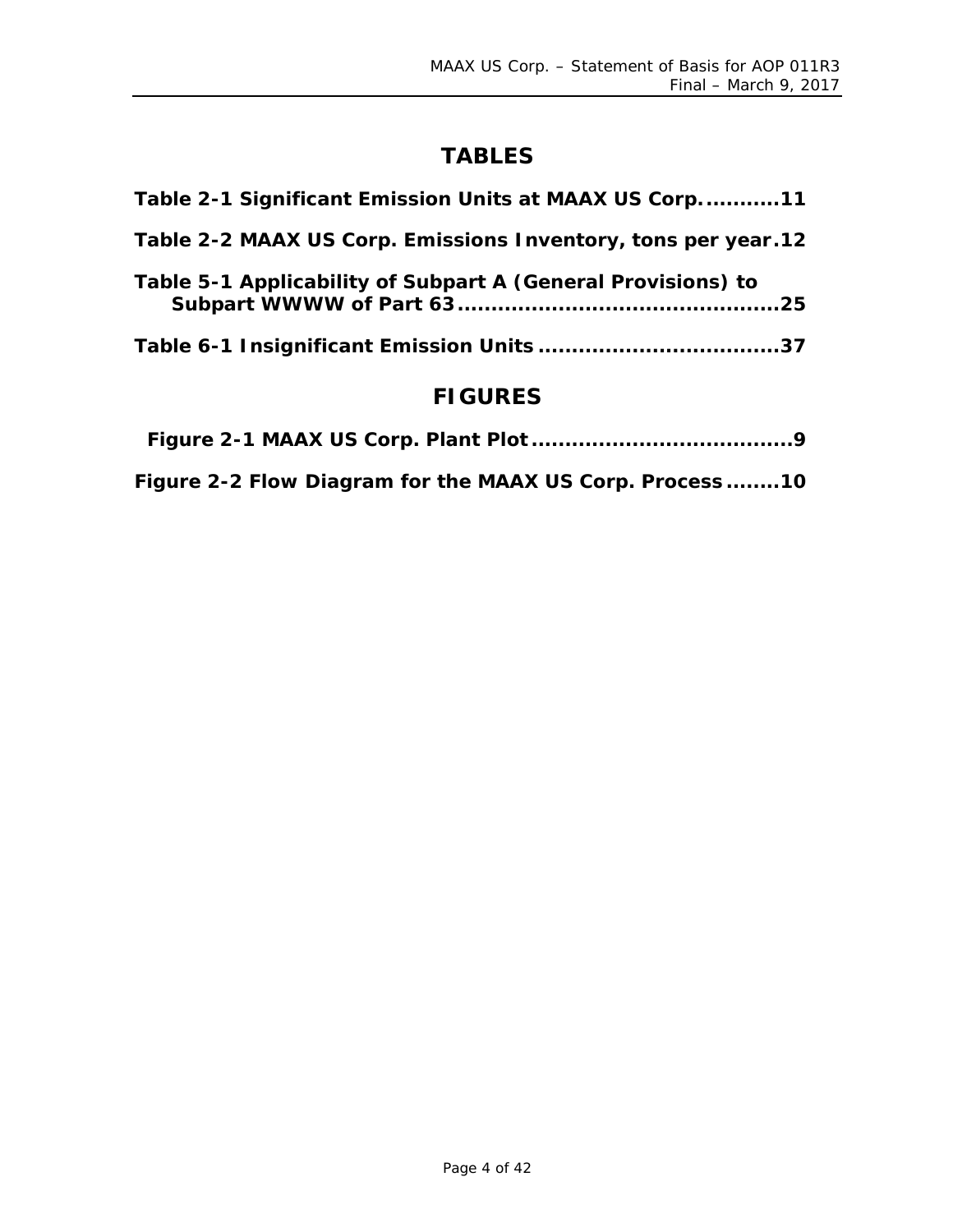# TABLES

**Table 2-1 Significant Emission Units at MAAX US Corp. ...........11**

**Table 2-2 MAAX US Corp. Emissions Inventory, tons per year.12**

**Table 5-1 Applicability of Subpart A (General Provisions) to Subpart WWWW of Part 63 ...............................................25**

**Table 6-1 Insignificant Emission Units ...................................37**

# FIGURES

**Figure 2-1 MAAX US Corp. Plant Plot ......................................9**

**Figure 2-2 Flow Diagram for the MAAX US Corp. Process ........10**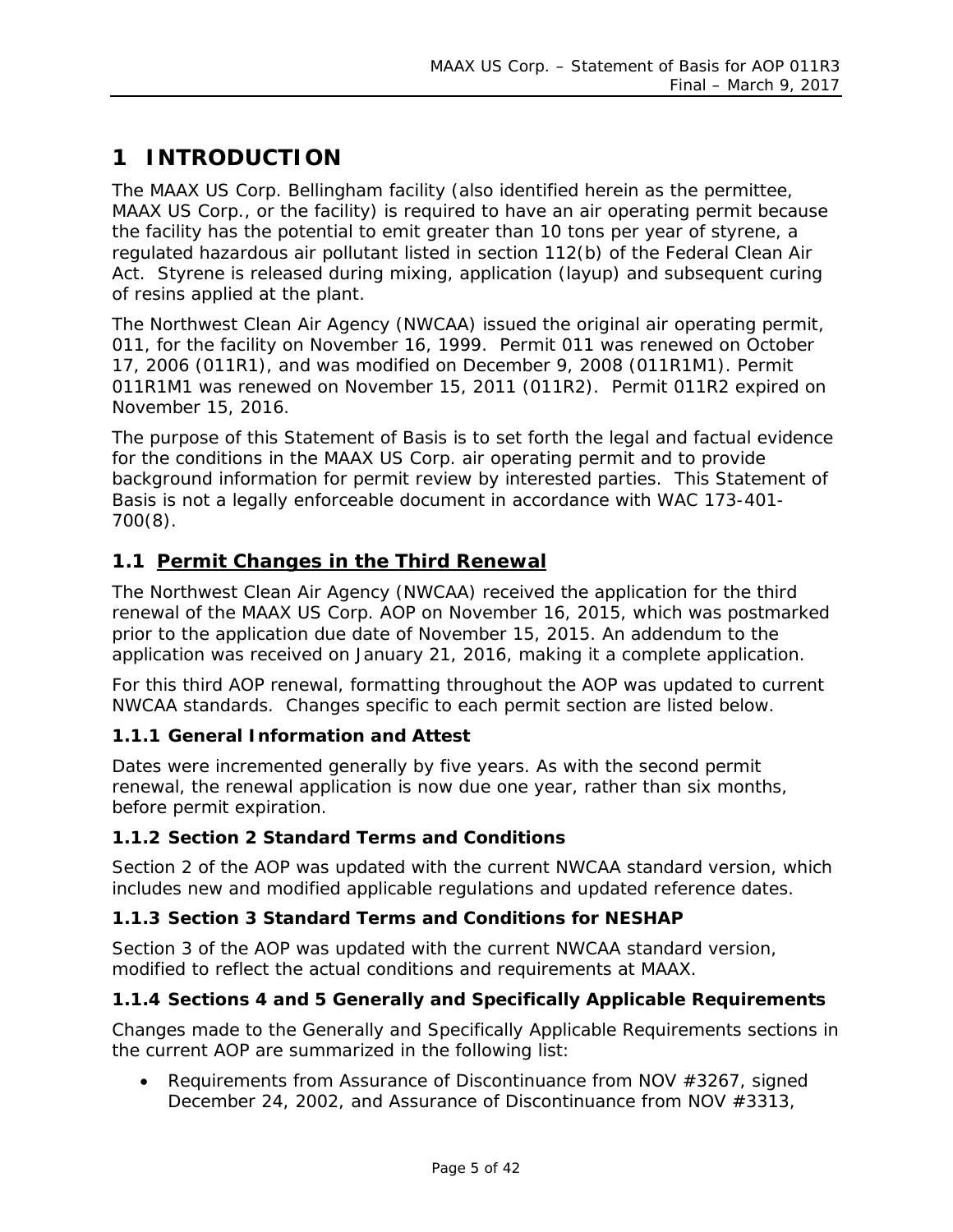# 1 INTRODUCTION

The MAAX US Corp. Bellingham facility (also identified herein as the permittee, MAAX US Corp., or the facility) is required to have an air operating permit because the facility has the potential to emit greater than 10 tons per year of styrene, a regulated hazardous air pollutant listed in section 112(b) of the Federal Clean Air Act. Styrene is released during mixing, application (layup) and subsequent curing of resins applied at the plant.

The Northwest Clean Air Agency (NWCAA) issued the original air operating permit, 011, for the facility on November 16, 1999. Permit 011 was renewed on October 17, 2006 (011R1), and was modified on December 9, 2008 (011R1M1). Permit 011R1M1 was renewed on November 15, 2011 (011R2). Permit 011R2 expired on November 15, 2016.

The purpose of this Statement of Basis is to set forth the legal and factual evidence for the conditions in the MAAX US Corp. air operating permit and to provide background information for permit review by interested parties. This Statement of Basis is not a legally enforceable document in accordance with WAC 173-401-700(8).

## 1.1 Permit Changes in the Third Renewal

The Northwest Clean Air Agency (NWCAA) received the application for the third renewal of the MAAX US Corp. AOP on November 16, 2015, which was postmarked prior to the application due date of November 15, 2015. An addendum to the application was received on January 21, 2016, making it a complete application.

For this third AOP renewal, formatting throughout the AOP was updated to current NWCAA standards. Changes specific to each permit section are listed below.

### 1.1.1 General Information and Attest

Dates were incremented generally by five years. As with the second permit renewal, the renewal application is now due one year, rather than six months, before permit expiration.

### 1.1.2 Section 2 Standard Terms and Conditions

Section 2 of the AOP was updated with the current NWCAA standard version, which includes new and modified applicable regulations and updated reference dates.

### 1.1.3 Section 3 Standard Terms and Conditions for NESHAP

Section 3 of the AOP was updated with the current NWCAA standard version, modified to reflect the actual conditions and requirements at MAAX.

### 1.1.4 Sections 4 and 5 Generally and Specifically Applicable Requirements

Changes made to the Generally and Specifically Applicable Requirements sections in the current AOP are summarized in the following list:

- Requirements from Assurance of Discontinuance from NOV #3267, signed December 24, 2002, and Assurance of Discontinuance from NOV #3313,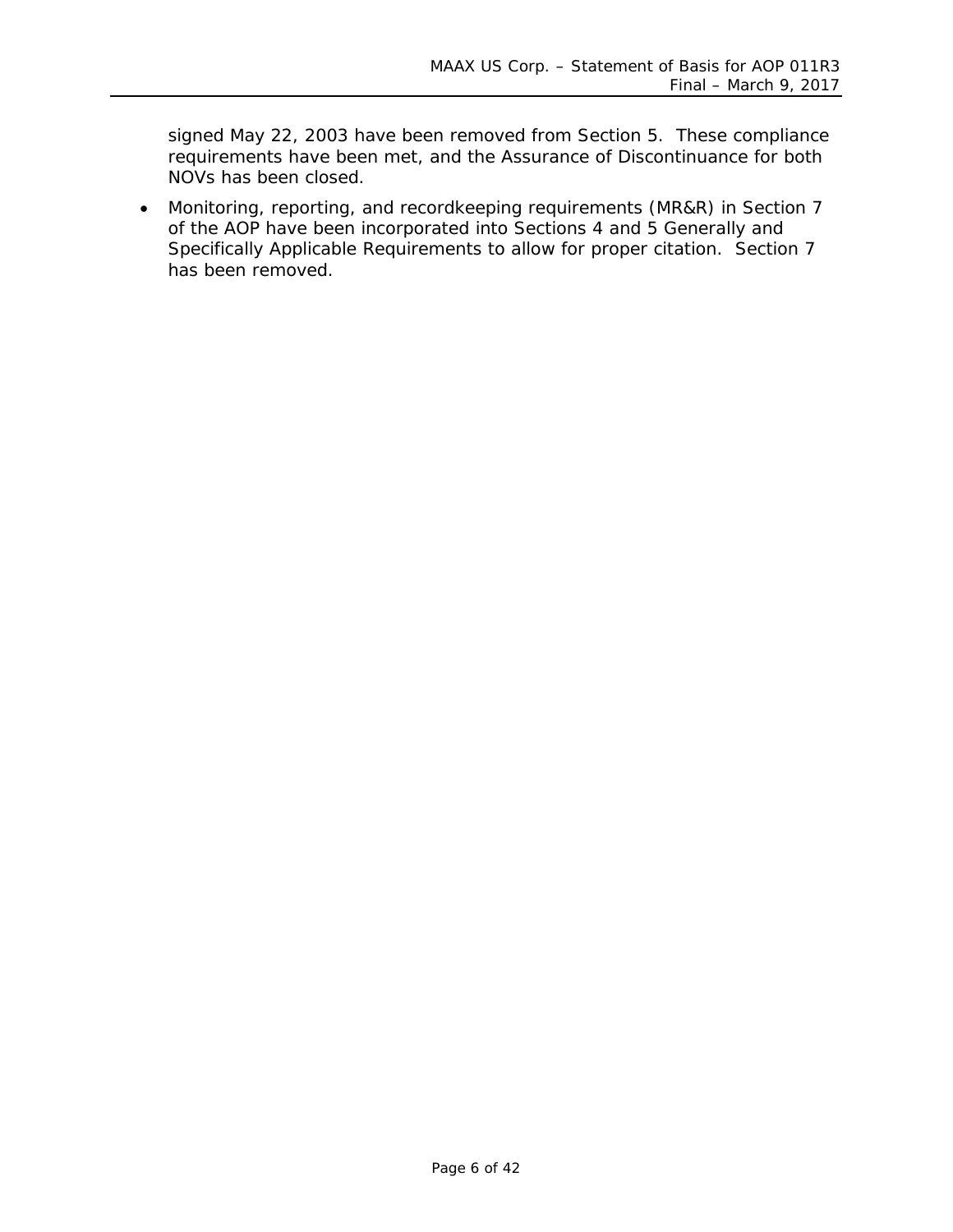signed May 22, 2003 have been removed from Section 5. These compliance requirements have been met, and the Assurance of Discontinuance for both NOVs has been closed.

- Monitoring, reporting, and recordkeeping requirements (MR&R) in Section 7 of the AOP have been incorporated into Sections 4 and 5 Generally and Specifically Applicable Requirements to allow for proper citation. Section 7 has been removed.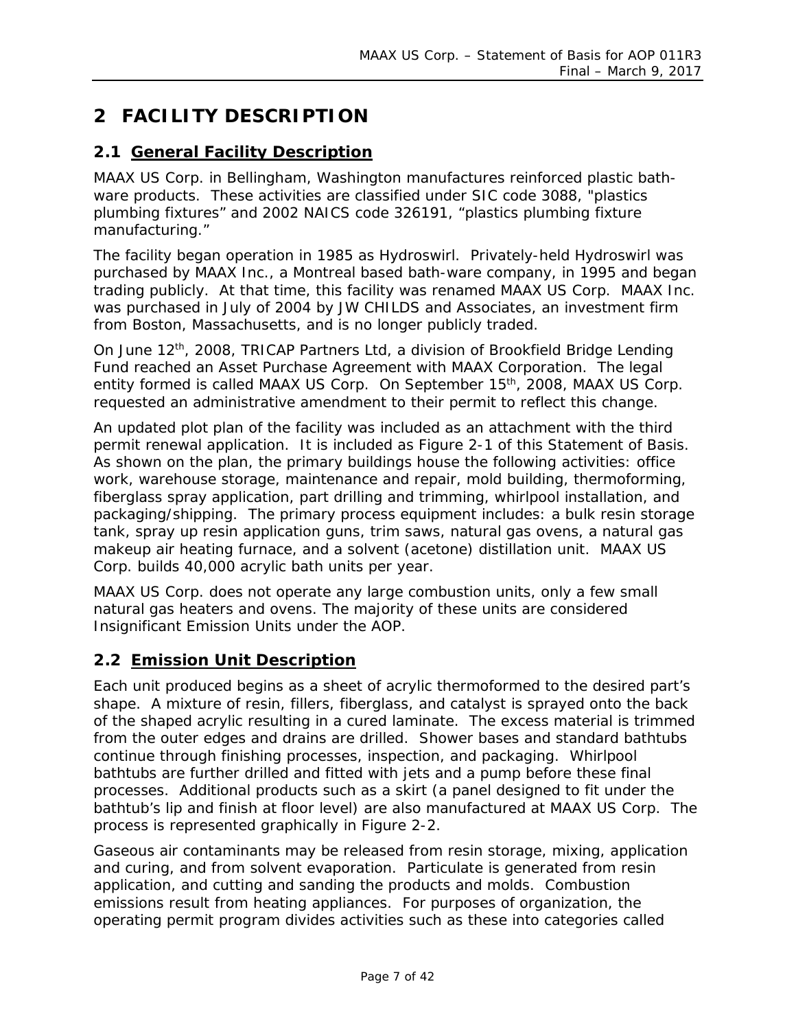# 2 FACILITY DESCRIPTION

## 2.1 General Facility Description

MAAX US Corp. in Bellingham, Washington manufactures reinforced plastic bath-ware products. These activities are classified under SIC code 3088, "plastics plumbing fixtures" and 2002 NAICS code 326191, "plastics plumbing fixture manufacturing."

The facility began operation in 1985 as Hydroswirl. Privately-held Hydroswirl was purchased by MAAX Inc., a Montreal based bath-ware company, in 1995 and began trading publicly. At that time, this facility was renamed MAAX US Corp. MAAX Inc. was purchased in July of 2004 by JW CHILDS and Associates, an investment firm from Boston, Massachusetts, and is no longer publicly traded.

On June 12th, 2008, TRICAP Partners Ltd, a division of Brookfield Bridge Lending Fund reached an Asset Purchase Agreement with MAAX Corporation. The legal entity formed is called MAAX US Corp. On September 15th, 2008, MAAX US Corp. requested an administrative amendment to their permit to reflect this change.

An updated plot plan of the facility was included as an attachment with the third permit renewal application. It is included as Figure 2-1 of this Statement of Basis. As shown on the plan, the primary buildings house the following activities: office work, warehouse storage, maintenance and repair, mold building, thermoforming, fiberglass spray application, part drilling and trimming, whirlpool installation, and packaging/shipping. The primary process equipment includes: a bulk resin storage tank, spray up resin application guns, trim saws, natural gas ovens, a natural gas makeup air heating furnace, and a solvent (acetone) distillation unit. MAAX US Corp. builds 40,000 acrylic bath units per year.

MAAX US Corp. does not operate any large combustion units, only a few small natural gas heaters and ovens. The majority of these units are considered Insignificant Emission Units under the AOP.

## 2.2 Emission Unit Description

Each unit produced begins as a sheet of acrylic thermoformed to the desired part's shape. A mixture of resin, fillers, fiberglass, and catalyst is sprayed onto the back of the shaped acrylic resulting in a cured laminate. The excess material is trimmed from the outer edges and drains are drilled. Shower bases and standard bathtubs continue through finishing processes, inspection, and packaging. Whirlpool bathtubs are further drilled and fitted with jets and a pump before these final processes. Additional products such as a skirt (a panel designed to fit under the bathtub's lip and finish at floor level) are also manufactured at MAAX US Corp. The process is represented graphically in Figure 2-2.

Gaseous air contaminants may be released from resin storage, mixing, application and curing, and from solvent evaporation. Particulate is generated from resin application, and cutting and sanding the products and molds. Combustion emissions result from heating appliances. For purposes of organization, the operating permit program divides activities such as these into categories called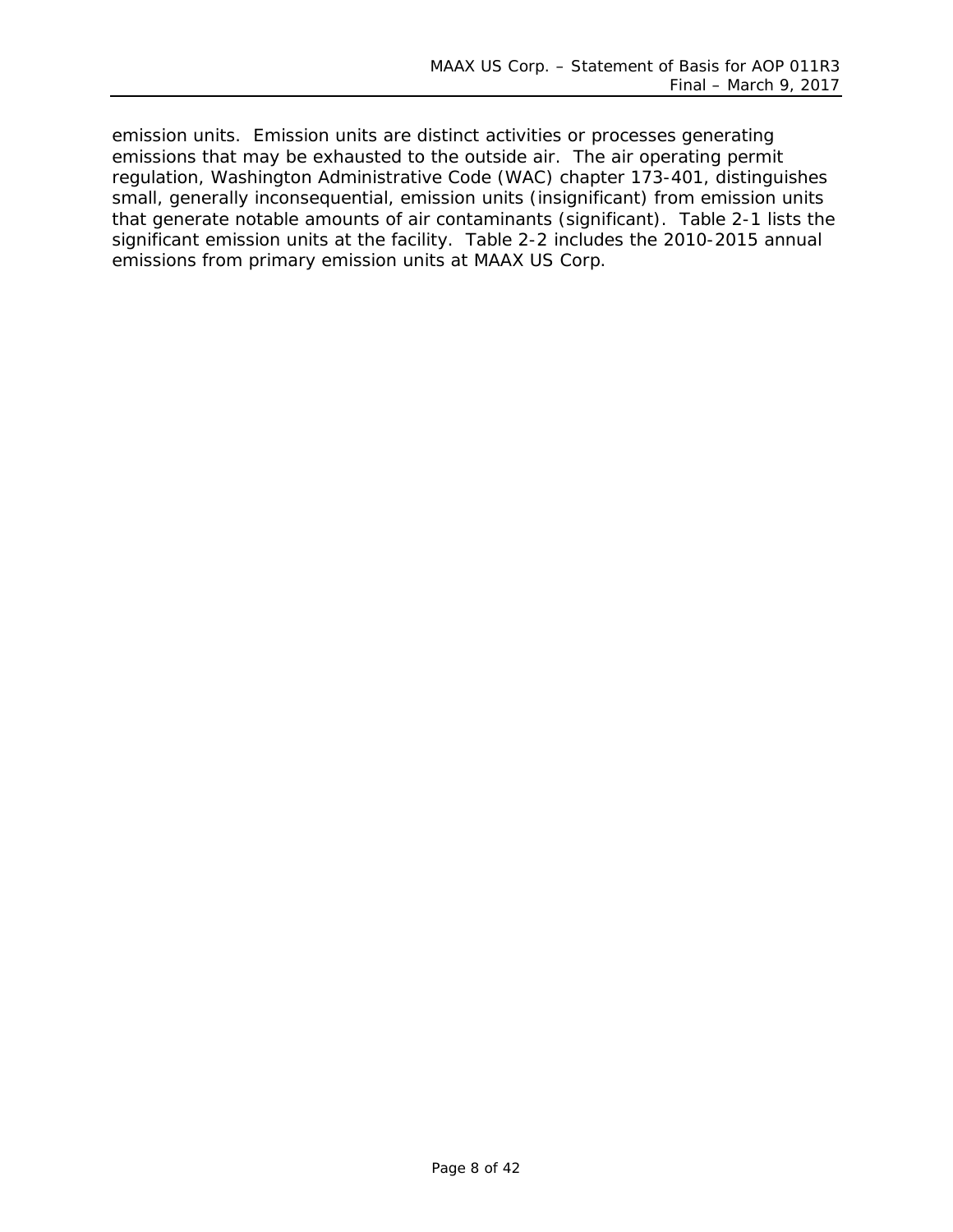emission units. Emission units are distinct activities or processes generating emissions that may be exhausted to the outside air. The air operating permit regulation, Washington Administrative Code (WAC) chapter 173-401, distinguishes small, generally inconsequential, emission units (insignificant) from emission units that generate notable amounts of air contaminants (significant). Table 2-1 lists the significant emission units at the facility. Table 2-2 includes the 2010-2015 annual emissions from primary emission units at MAAX US Corp.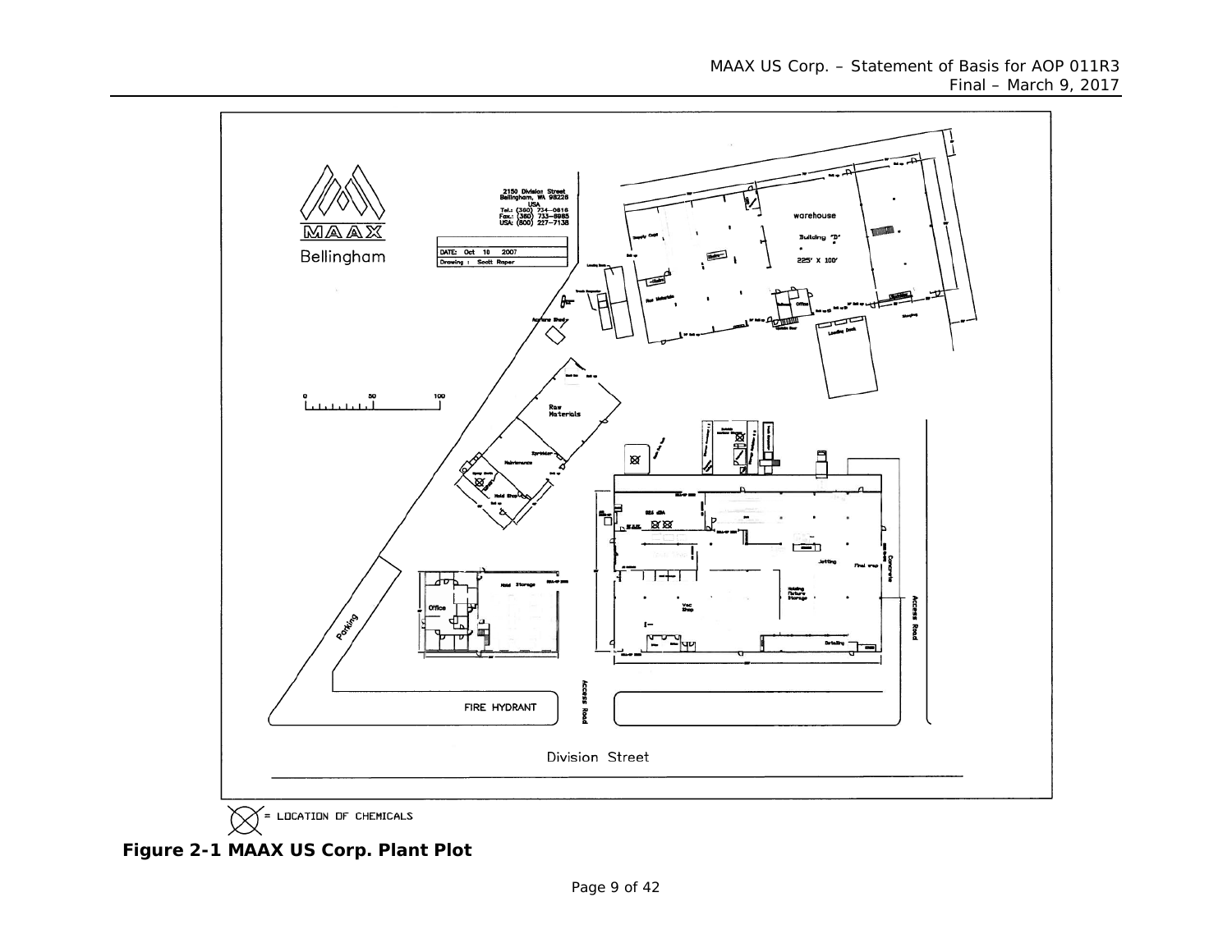**Figure 2-1 MAAX US Corp. Plant Plot**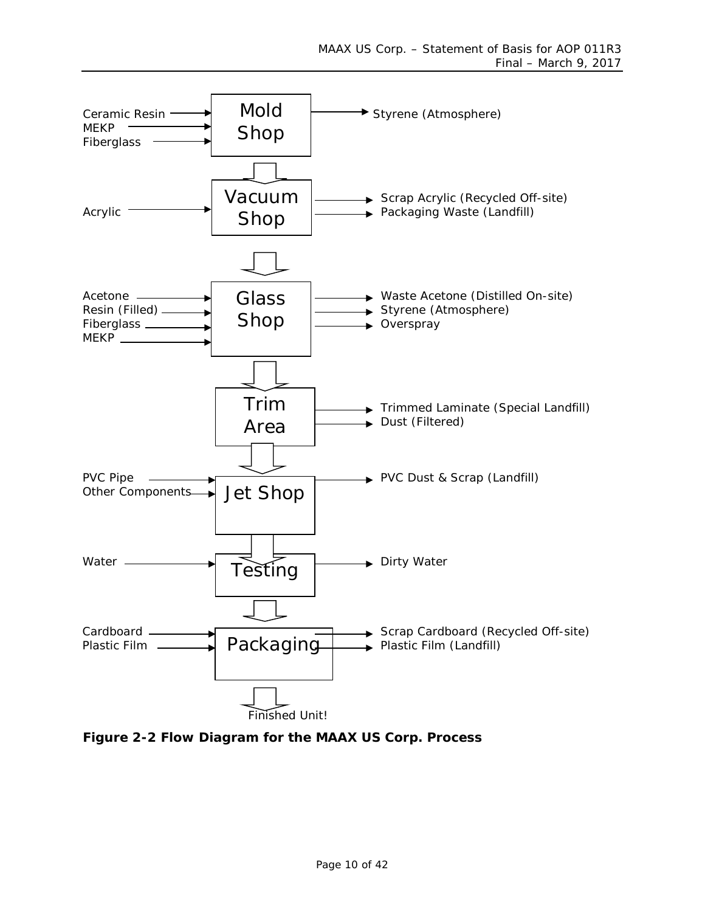| Inputs | Process | Outputs |
| --- | --- | --- |
| Ceramic Resin, MEKP, Fiberglass | Mold Shop | Styrene (Atmosphere) |
| Acrylic | Vacuum Shop | Scrap Acrylic (Recycled Off-site), Packaging Waste (Landfill) |
| Acetone, Resin (Filled), Fiberglass, MEKP | Glass Shop | Waste Acetone (Distilled On-site), Styrene (Atmosphere), Overspray |
| | Trim Area | Trimmed Laminate (Special Landfill), Dust (Filtered) |
| PVC Pipe, Other Components | Jet Shop | PVC Dust & Scrap (Landfill) |
| Water | Testing | Dirty Water |
| Cardboard, Plastic Film | Packaging | Scrap Cardboard (Recycled Off-site), Plastic Film (Landfill) |
| | Finished Unit! | |

**Figure 2-2 Flow Diagram for the MAAX US Corp. Process**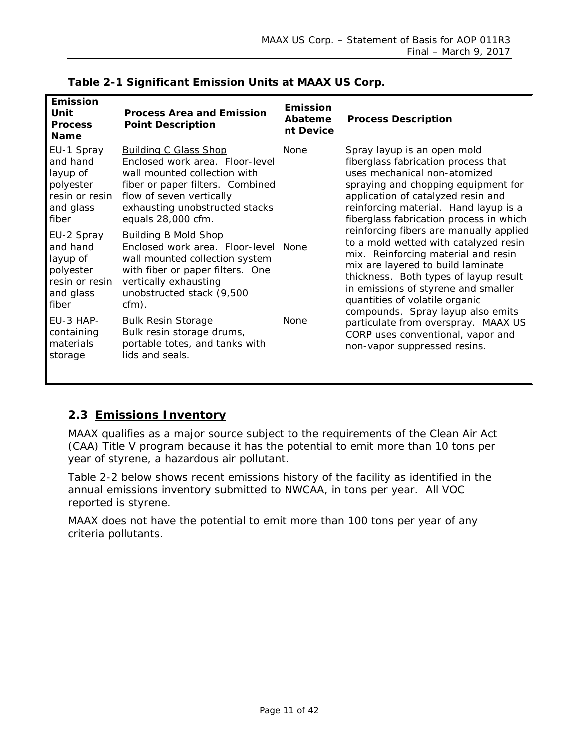**Table 2-1 Significant Emission Units at MAAX US Corp.**

| Emission Unit Process Name | Process Area and Emission Point Description | Emission Abatement Device | Process Description |
|---|---|---|---|
| EU-1 Spray and hand layup of polyester resin or resin and glass fiber | Building C Glass Shop<br>Enclosed work area. Floor-level wall mounted collection with fiber or paper filters. Combined flow of seven vertically exhausting unobstructed stacks equals 28,000 cfm. | None | Spray layup is an open mold fiberglass fabrication process that uses mechanical non-atomized spraying and chopping equipment for application of catalyzed resin and reinforcing material. Hand layup is a fiberglass fabrication process in which reinforcing fibers are manually applied to a mold wetted with catalyzed resin mix. Reinforcing material and resin mix are layered to build laminate thickness. Both types of layup result in emissions of styrene and smaller quantities of volatile organic compounds. Spray layup also emits particulate from overspray. MAAX US CORP uses conventional, vapor and non-vapor suppressed resins. |
| EU-2 Spray and hand layup of polyester resin or resin and glass fiber | Building B Mold Shop<br>Enclosed work area. Floor-level wall mounted collection system with fiber or paper filters. One vertically exhausting unobstructed stack (9,500 cfm). | None | |
| EU-3 HAP-containing materials storage | Bulk Resin Storage<br>Bulk resin storage drums, portable totes, and tanks with lids and seals. | None | |

## 2.3 Emissions Inventory

MAAX qualifies as a major source subject to the requirements of the Clean Air Act (CAA) Title V program because it has the potential to emit more than 10 tons per year of styrene, a hazardous air pollutant.

Table 2-2 below shows recent emissions history of the facility as identified in the annual emissions inventory submitted to NWCAA, in tons per year. All VOC reported is styrene.

MAAX does not have the potential to emit more than 100 tons per year of any criteria pollutants.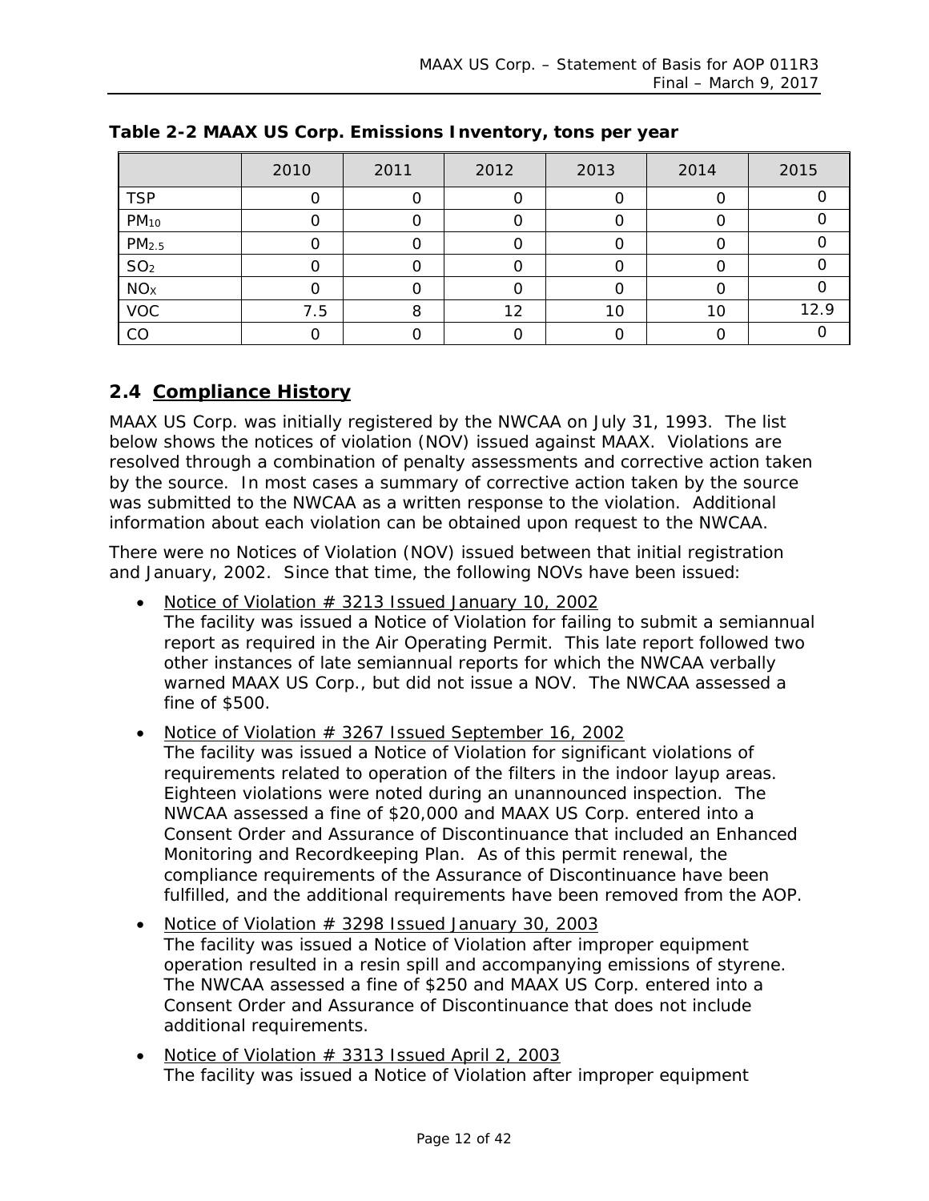**Table 2-2 MAAX US Corp. Emissions Inventory, tons per year**

| | 2010 | 2011 | 2012 | 2013 | 2014 | 2015 |
|---|---|---|---|---|---|---|
| TSP | 0 | 0 | 0 | 0 | 0 | 0 |
| $PM_{10}$ | 0 | 0 | 0 | 0 | 0 | 0 |
| $PM_{2.5}$ | 0 | 0 | 0 | 0 | 0 | 0 |
| $SO_2$ | 0 | 0 | 0 | 0 | 0 | 0 |
| $NO_X$ | 0 | 0 | 0 | 0 | 0 | 0 |
| VOC | 7.5 | 8 | 12 | 10 | 10 | 12.9 |
| CO | 0 | 0 | 0 | 0 | 0 | 0 |

## 2.4 Compliance History

MAAX US Corp. was initially registered by the NWCAA on July 31, 1993. The list below shows the notices of violation (NOV) issued against MAAX. Violations are resolved through a combination of penalty assessments and corrective action taken by the source. In most cases a summary of corrective action taken by the source was submitted to the NWCAA as a written response to the violation. Additional information about each violation can be obtained upon request to the NWCAA.

There were no Notices of Violation (NOV) issued between that initial registration and January, 2002. Since that time, the following NOVs have been issued:

- Notice of Violation # 3213 Issued January 10, 2002
  The facility was issued a Notice of Violation for failing to submit a semiannual report as required in the Air Operating Permit. This late report followed two other instances of late semiannual reports for which the NWCAA verbally warned MAAX US Corp., but did not issue a NOV. The NWCAA assessed a fine of $500.
- Notice of Violation # 3267 Issued September 16, 2002
  The facility was issued a Notice of Violation for significant violations of requirements related to operation of the filters in the indoor layup areas. Eighteen violations were noted during an unannounced inspection. The NWCAA assessed a fine of $20,000 and MAAX US Corp. entered into a Consent Order and Assurance of Discontinuance that included an Enhanced Monitoring and Recordkeeping Plan. As of this permit renewal, the compliance requirements of the Assurance of Discontinuance have been fulfilled, and the additional requirements have been removed from the AOP.
- Notice of Violation # 3298 Issued January 30, 2003
  The facility was issued a Notice of Violation after improper equipment operation resulted in a resin spill and accompanying emissions of styrene. The NWCAA assessed a fine of $250 and MAAX US Corp. entered into a Consent Order and Assurance of Discontinuance that does not include additional requirements.
- Notice of Violation # 3313 Issued April 2, 2003
  The facility was issued a Notice of Violation after improper equipment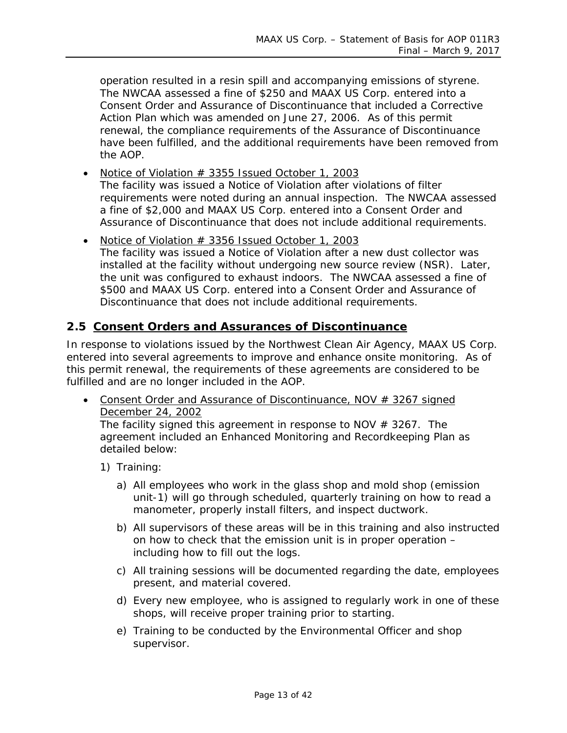operation resulted in a resin spill and accompanying emissions of styrene. The NWCAA assessed a fine of $250 and MAAX US Corp. entered into a Consent Order and Assurance of Discontinuance that included a Corrective Action Plan which was amended on June 27, 2006. As of this permit renewal, the compliance requirements of the Assurance of Discontinuance have been fulfilled, and the additional requirements have been removed from the AOP.

- Notice of Violation # 3355 Issued October 1, 2003
  The facility was issued a Notice of Violation after violations of filter requirements were noted during an annual inspection. The NWCAA assessed a fine of $2,000 and MAAX US Corp. entered into a Consent Order and Assurance of Discontinuance that does not include additional requirements.
- Notice of Violation # 3356 Issued October 1, 2003
  The facility was issued a Notice of Violation after a new dust collector was installed at the facility without undergoing new source review (NSR). Later, the unit was configured to exhaust indoors. The NWCAA assessed a fine of $500 and MAAX US Corp. entered into a Consent Order and Assurance of Discontinuance that does not include additional requirements.

## 2.5 Consent Orders and Assurances of Discontinuance

In response to violations issued by the Northwest Clean Air Agency, MAAX US Corp. entered into several agreements to improve and enhance onsite monitoring. As of this permit renewal, the requirements of these agreements are considered to be fulfilled and are no longer included in the AOP.

- Consent Order and Assurance of Discontinuance, NOV # 3267 signed December 24, 2002
  The facility signed this agreement in response to NOV # 3267. The agreement included an Enhanced Monitoring and Recordkeeping Plan as detailed below:
  1) Training:
     a) All employees who work in the glass shop and mold shop (emission unit-1) will go through scheduled, quarterly training on how to read a manometer, properly install filters, and inspect ductwork.
     b) All supervisors of these areas will be in this training and also instructed on how to check that the emission unit is in proper operation – including how to fill out the logs.
     c) All training sessions will be documented regarding the date, employees present, and material covered.
     d) Every new employee, who is assigned to regularly work in one of these shops, will receive proper training prior to starting.
     e) Training to be conducted by the Environmental Officer and shop supervisor.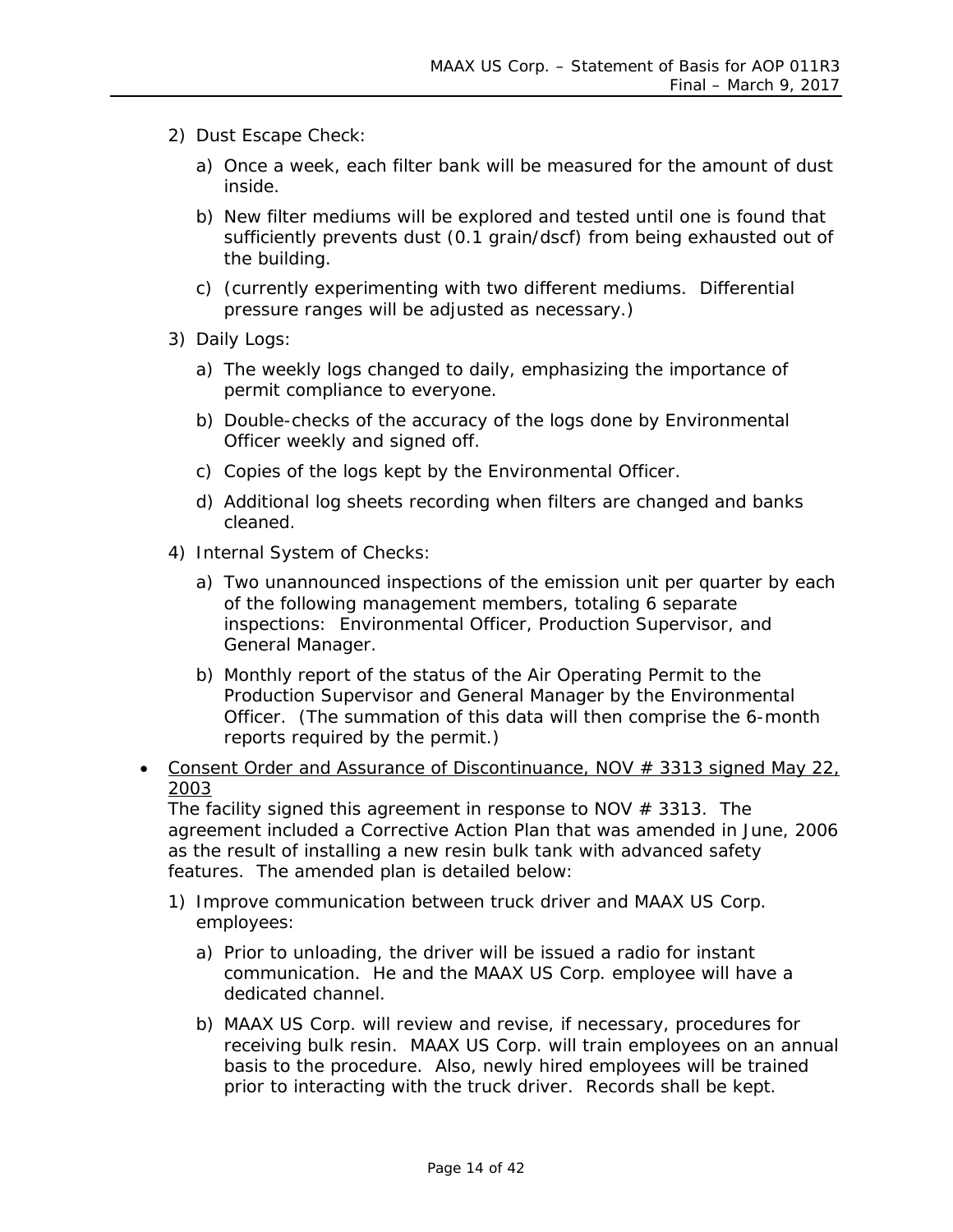2) Dust Escape Check:

    a) Once a week, each filter bank will be measured for the amount of dust inside.

    b) New filter mediums will be explored and tested until one is found that sufficiently prevents dust (0.1 grain/dscf) from being exhausted out of the building.

    c) (currently experimenting with two different mediums. Differential pressure ranges will be adjusted as necessary.)

3) Daily Logs:

    a) The weekly logs changed to daily, emphasizing the importance of permit compliance to everyone.

    b) Double-checks of the accuracy of the logs done by Environmental Officer weekly and signed off.

    c) Copies of the logs kept by the Environmental Officer.

    d) Additional log sheets recording when filters are changed and banks cleaned.

4) Internal System of Checks:

    a) Two unannounced inspections of the emission unit per quarter by each of the following management members, totaling 6 separate inspections: Environmental Officer, Production Supervisor, and General Manager.

    b) Monthly report of the status of the Air Operating Permit to the Production Supervisor and General Manager by the Environmental Officer. (The summation of this data will then comprise the 6-month reports required by the permit.)

- <u>Consent Order and Assurance of Discontinuance, NOV # 3313 signed May 22, 2003</u>
  The facility signed this agreement in response to NOV # 3313. The agreement included a Corrective Action Plan that was amended in June, 2006 as the result of installing a new resin bulk tank with advanced safety features. The amended plan is detailed below:

    1) Improve communication between truck driver and MAAX US Corp. employees:

        a) Prior to unloading, the driver will be issued a radio for instant communication. He and the MAAX US Corp. employee will have a dedicated channel.

        b) MAAX US Corp. will review and revise, if necessary, procedures for receiving bulk resin. MAAX US Corp. will train employees on an annual basis to the procedure. Also, newly hired employees will be trained prior to interacting with the truck driver. Records shall be kept.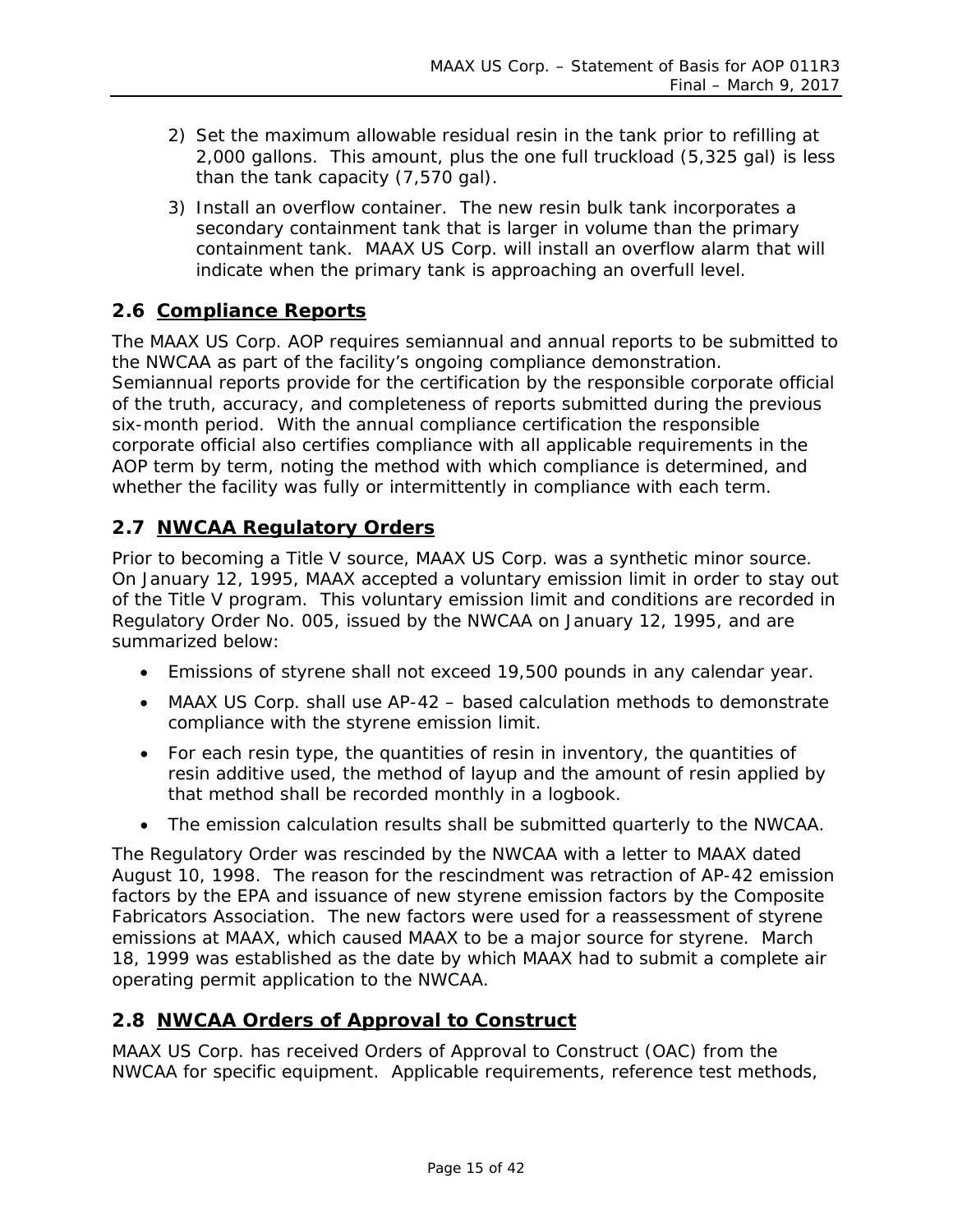2) Set the maximum allowable residual resin in the tank prior to refilling at 2,000 gallons. This amount, plus the one full truckload (5,325 gal) is less than the tank capacity (7,570 gal).
3) Install an overflow container. The new resin bulk tank incorporates a secondary containment tank that is larger in volume than the primary containment tank. MAAX US Corp. will install an overflow alarm that will indicate when the primary tank is approaching an overfull level.

## 2.6 Compliance Reports

The MAAX US Corp. AOP requires semiannual and annual reports to be submitted to the NWCAA as part of the facility's ongoing compliance demonstration. Semiannual reports provide for the certification by the responsible corporate official of the truth, accuracy, and completeness of reports submitted during the previous six-month period. With the annual compliance certification the responsible corporate official also certifies compliance with all applicable requirements in the AOP term by term, noting the method with which compliance is determined, and whether the facility was fully or intermittently in compliance with each term.

## 2.7 NWCAA Regulatory Orders

Prior to becoming a Title V source, MAAX US Corp. was a synthetic minor source. On January 12, 1995, MAAX accepted a voluntary emission limit in order to stay out of the Title V program. This voluntary emission limit and conditions are recorded in Regulatory Order No. 005, issued by the NWCAA on January 12, 1995, and are summarized below:

- Emissions of styrene shall not exceed 19,500 pounds in any calendar year.
- MAAX US Corp. shall use AP-42 – based calculation methods to demonstrate compliance with the styrene emission limit.
- For each resin type, the quantities of resin in inventory, the quantities of resin additive used, the method of layup and the amount of resin applied by that method shall be recorded monthly in a logbook.
- The emission calculation results shall be submitted quarterly to the NWCAA.

The Regulatory Order was rescinded by the NWCAA with a letter to MAAX dated August 10, 1998. The reason for the rescindment was retraction of AP-42 emission factors by the EPA and issuance of new styrene emission factors by the Composite Fabricators Association. The new factors were used for a reassessment of styrene emissions at MAAX, which caused MAAX to be a major source for styrene. March 18, 1999 was established as the date by which MAAX had to submit a complete air operating permit application to the NWCAA.

## 2.8 NWCAA Orders of Approval to Construct

MAAX US Corp. has received Orders of Approval to Construct (OAC) from the NWCAA for specific equipment. Applicable requirements, reference test methods,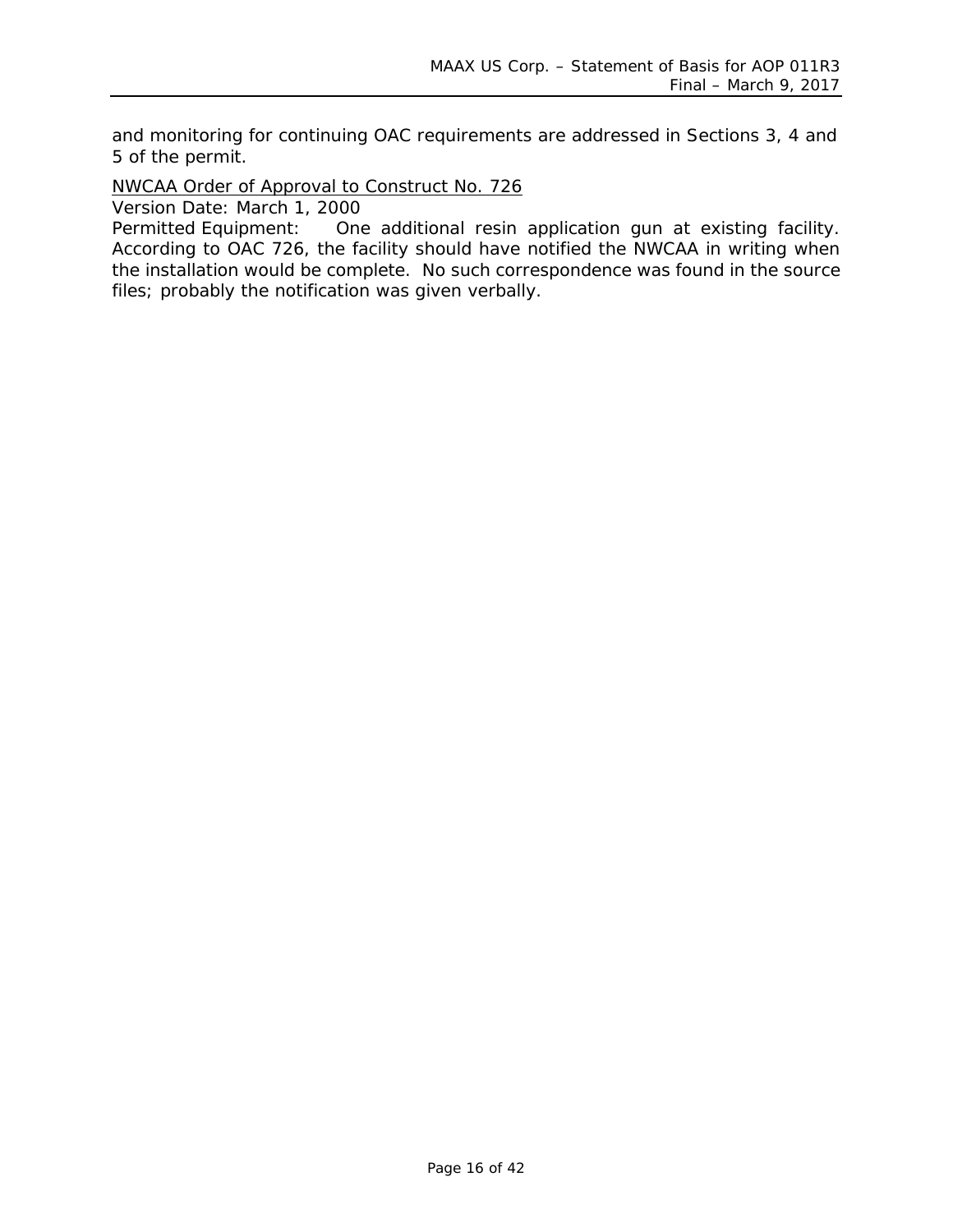and monitoring for continuing OAC requirements are addressed in Sections 3, 4 and 5 of the permit.

<u>NWCAA Order of Approval to Construct No. 726</u>
Version Date: March 1, 2000
Permitted Equipment: One additional resin application gun at existing facility. According to OAC 726, the facility should have notified the NWCAA in writing when the installation would be complete. No such correspondence was found in the source files; probably the notification was given verbally.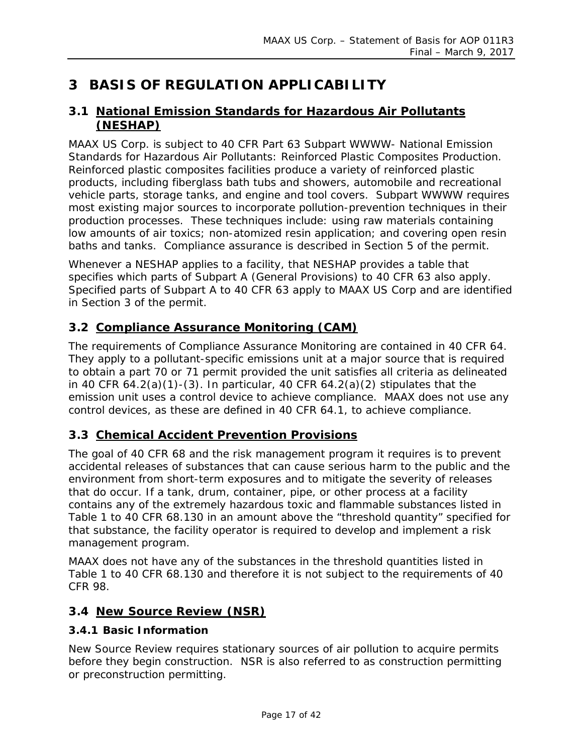# 3 BASIS OF REGULATION APPLICABILITY

## 3.1 National Emission Standards for Hazardous Air Pollutants (NESHAP)

MAAX US Corp. is subject to 40 CFR Part 63 Subpart WWWW- National Emission Standards for Hazardous Air Pollutants: Reinforced Plastic Composites Production. Reinforced plastic composites facilities produce a variety of reinforced plastic products, including fiberglass bath tubs and showers, automobile and recreational vehicle parts, storage tanks, and engine and tool covers. Subpart WWWW requires most existing major sources to incorporate pollution-prevention techniques in their production processes. These techniques include: using raw materials containing low amounts of air toxics; non-atomized resin application; and covering open resin baths and tanks. Compliance assurance is described in Section 5 of the permit.

Whenever a NESHAP applies to a facility, that NESHAP provides a table that specifies which parts of Subpart A (General Provisions) to 40 CFR 63 also apply. Specified parts of Subpart A to 40 CFR 63 apply to MAAX US Corp and are identified in Section 3 of the permit.

## 3.2 Compliance Assurance Monitoring (CAM)

The requirements of Compliance Assurance Monitoring are contained in 40 CFR 64. They apply to a pollutant-specific emissions unit at a major source that is required to obtain a part 70 or 71 permit provided the unit satisfies all criteria as delineated in 40 CFR 64.2(a)(1)-(3). In particular, 40 CFR 64.2(a)(2) stipulates that the emission unit uses a control device to achieve compliance. MAAX does not use any control devices, as these are defined in 40 CFR 64.1, to achieve compliance.

## 3.3 Chemical Accident Prevention Provisions

The goal of 40 CFR 68 and the risk management program it requires is to prevent accidental releases of substances that can cause serious harm to the public and the environment from short-term exposures and to mitigate the severity of releases that do occur. If a tank, drum, container, pipe, or other process at a facility contains any of the extremely hazardous toxic and flammable substances listed in Table 1 to 40 CFR 68.130 in an amount above the “threshold quantity” specified for that substance, the facility operator is required to develop and implement a risk management program.

MAAX does not have any of the substances in the threshold quantities listed in Table 1 to 40 CFR 68.130 and therefore it is not subject to the requirements of 40 CFR 98.

## 3.4 New Source Review (NSR)

### 3.4.1 Basic Information

New Source Review requires stationary sources of air pollution to acquire permits before they begin construction. NSR is also referred to as construction permitting or preconstruction permitting.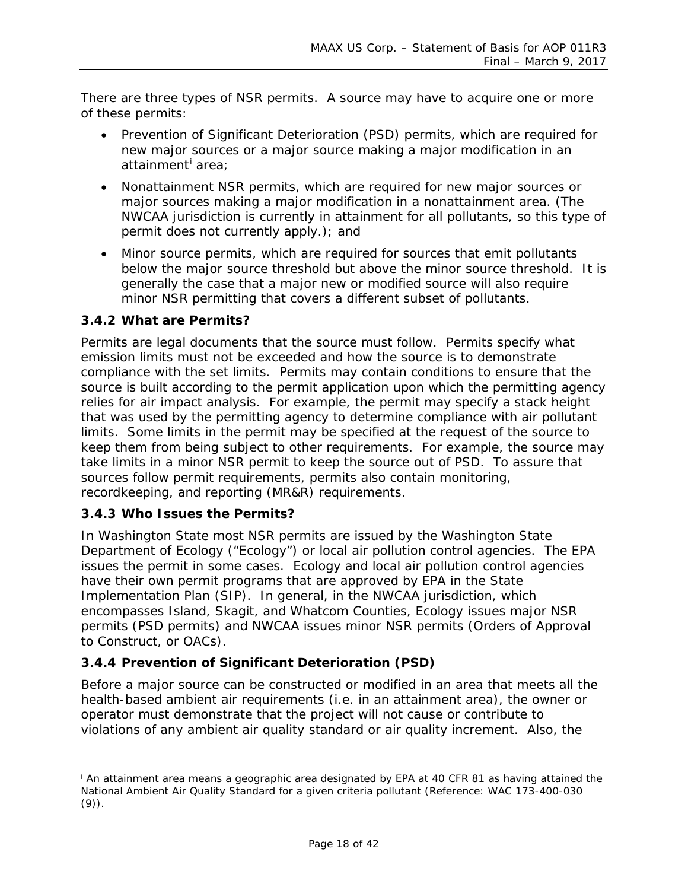There are three types of NSR permits. A source may have to acquire one or more of these permits:

- Prevention of Significant Deterioration (PSD) permits, which are required for new major sources or a major source making a major modification in an attainment[i] area;
- Nonattainment NSR permits, which are required for new major sources or major sources making a major modification in a nonattainment area. (The NWCAA jurisdiction is currently in attainment for all pollutants, so this type of permit does not currently apply.); and
- Minor source permits, which are required for sources that emit pollutants below the major source threshold but above the minor source threshold. It is generally the case that a major new or modified source will also require minor NSR permitting that covers a different subset of pollutants.

### 3.4.2 What are Permits?

Permits are legal documents that the source must follow. Permits specify what emission limits must not be exceeded and how the source is to demonstrate compliance with the set limits. Permits may contain conditions to ensure that the source is built according to the permit application upon which the permitting agency relies for air impact analysis. For example, the permit may specify a stack height that was used by the permitting agency to determine compliance with air pollutant limits. Some limits in the permit may be specified at the request of the source to keep them from being subject to other requirements. For example, the source may take limits in a minor NSR permit to keep the source out of PSD. To assure that sources follow permit requirements, permits also contain monitoring, recordkeeping, and reporting (MR&R) requirements.

### 3.4.3 Who Issues the Permits?

In Washington State most NSR permits are issued by the Washington State Department of Ecology ("Ecology") or local air pollution control agencies. The EPA issues the permit in some cases. Ecology and local air pollution control agencies have their own permit programs that are approved by EPA in the State Implementation Plan (SIP). In general, in the NWCAA jurisdiction, which encompasses Island, Skagit, and Whatcom Counties, Ecology issues major NSR permits (PSD permits) and NWCAA issues minor NSR permits (Orders of Approval to Construct, or OACs).

### 3.4.4 Prevention of Significant Deterioration (PSD)

Before a major source can be constructed or modified in an area that meets all the health-based ambient air requirements (i.e. in an attainment area), the owner or operator must demonstrate that the project will not cause or contribute to violations of any ambient air quality standard or air quality increment. Also, the

---

[i] An attainment area means a geographic area designated by EPA at 40 CFR 81 as having attained the National Ambient Air Quality Standard for a given criteria pollutant (Reference: WAC 173-400-030 (9)).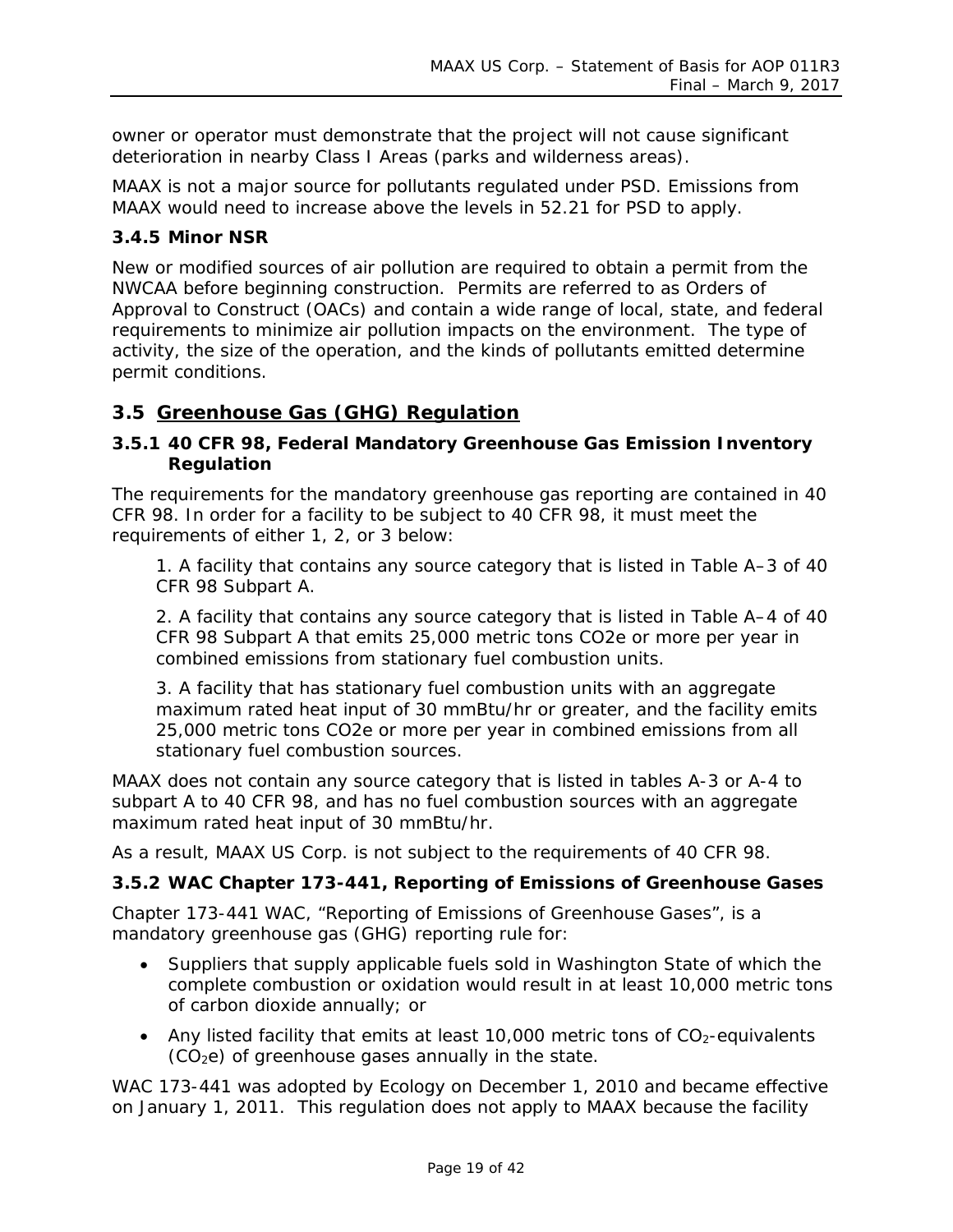owner or operator must demonstrate that the project will not cause significant deterioration in nearby Class I Areas (parks and wilderness areas).

MAAX is not a major source for pollutants regulated under PSD. Emissions from MAAX would need to increase above the levels in 52.21 for PSD to apply.

### 3.4.5 Minor NSR

New or modified sources of air pollution are required to obtain a permit from the NWCAA before beginning construction. Permits are referred to as Orders of Approval to Construct (OACs) and contain a wide range of local, state, and federal requirements to minimize air pollution impacts on the environment. The type of activity, the size of the operation, and the kinds of pollutants emitted determine permit conditions.

## 3.5 Greenhouse Gas (GHG) Regulation

### 3.5.1 40 CFR 98, Federal Mandatory Greenhouse Gas Emission Inventory Regulation

The requirements for the mandatory greenhouse gas reporting are contained in 40 CFR 98. In order for a facility to be subject to 40 CFR 98, it must meet the requirements of either 1, 2, or 3 below:

1. A facility that contains any source category that is listed in Table A–3 of 40 CFR 98 Subpart A.

2. A facility that contains any source category that is listed in Table A–4 of 40 CFR 98 Subpart A that emits 25,000 metric tons CO2e or more per year in combined emissions from stationary fuel combustion units.

3. A facility that has stationary fuel combustion units with an aggregate maximum rated heat input of 30 mmBtu/hr or greater, and the facility emits 25,000 metric tons CO2e or more per year in combined emissions from all stationary fuel combustion sources.

MAAX does not contain any source category that is listed in tables A-3 or A-4 to subpart A to 40 CFR 98, and has no fuel combustion sources with an aggregate maximum rated heat input of 30 mmBtu/hr.

As a result, MAAX US Corp. is not subject to the requirements of 40 CFR 98.

### 3.5.2 WAC Chapter 173-441, Reporting of Emissions of Greenhouse Gases

Chapter 173-441 WAC, "Reporting of Emissions of Greenhouse Gases", is a mandatory greenhouse gas (GHG) reporting rule for:

- Suppliers that supply applicable fuels sold in Washington State of which the complete combustion or oxidation would result in at least 10,000 metric tons of carbon dioxide annually; or
- Any listed facility that emits at least 10,000 metric tons of $CO_2$-equivalents ($CO_2e$) of greenhouse gases annually in the state.

WAC 173-441 was adopted by Ecology on December 1, 2010 and became effective on January 1, 2011. This regulation does not apply to MAAX because the facility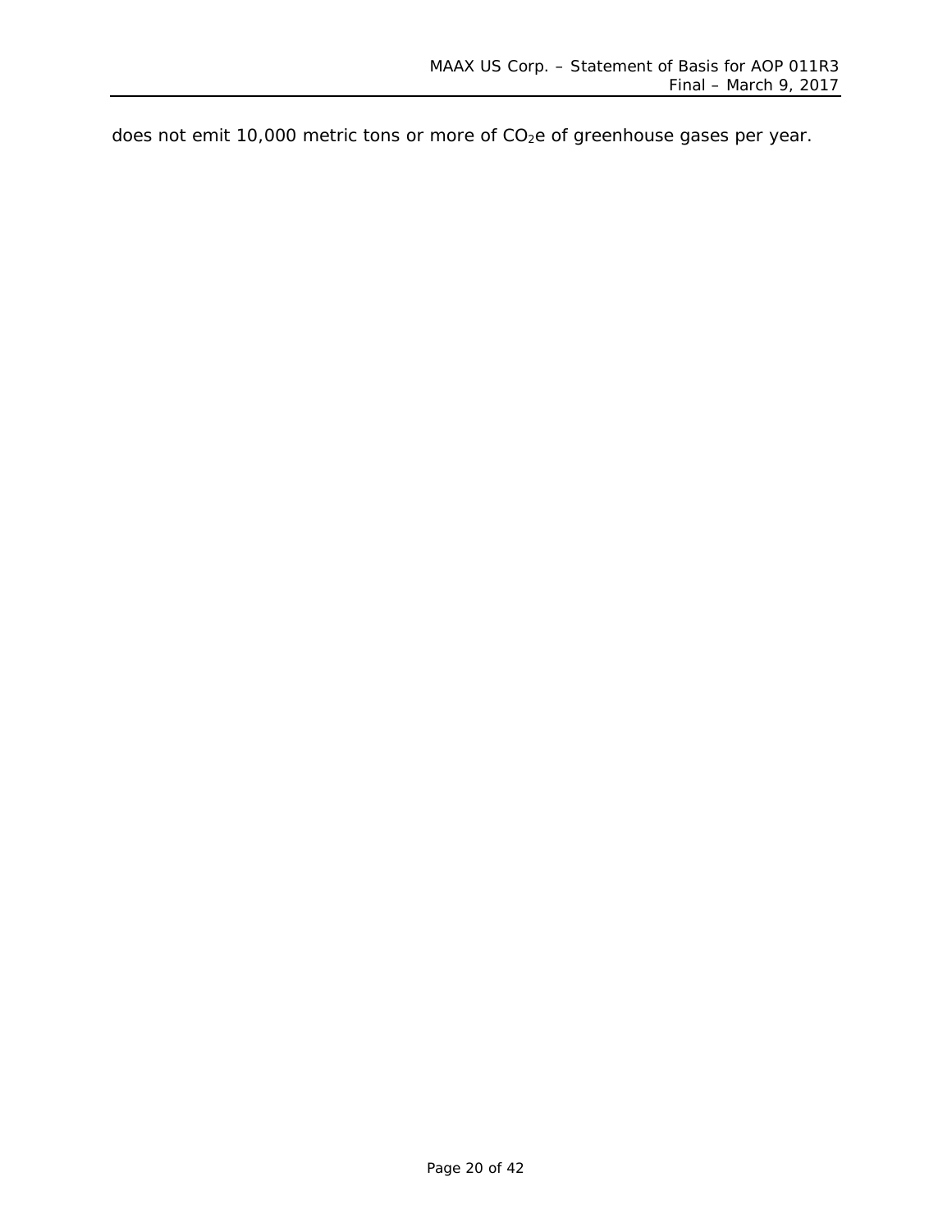does not emit 10,000 metric tons or more of $CO_2e$ of greenhouse gases per year.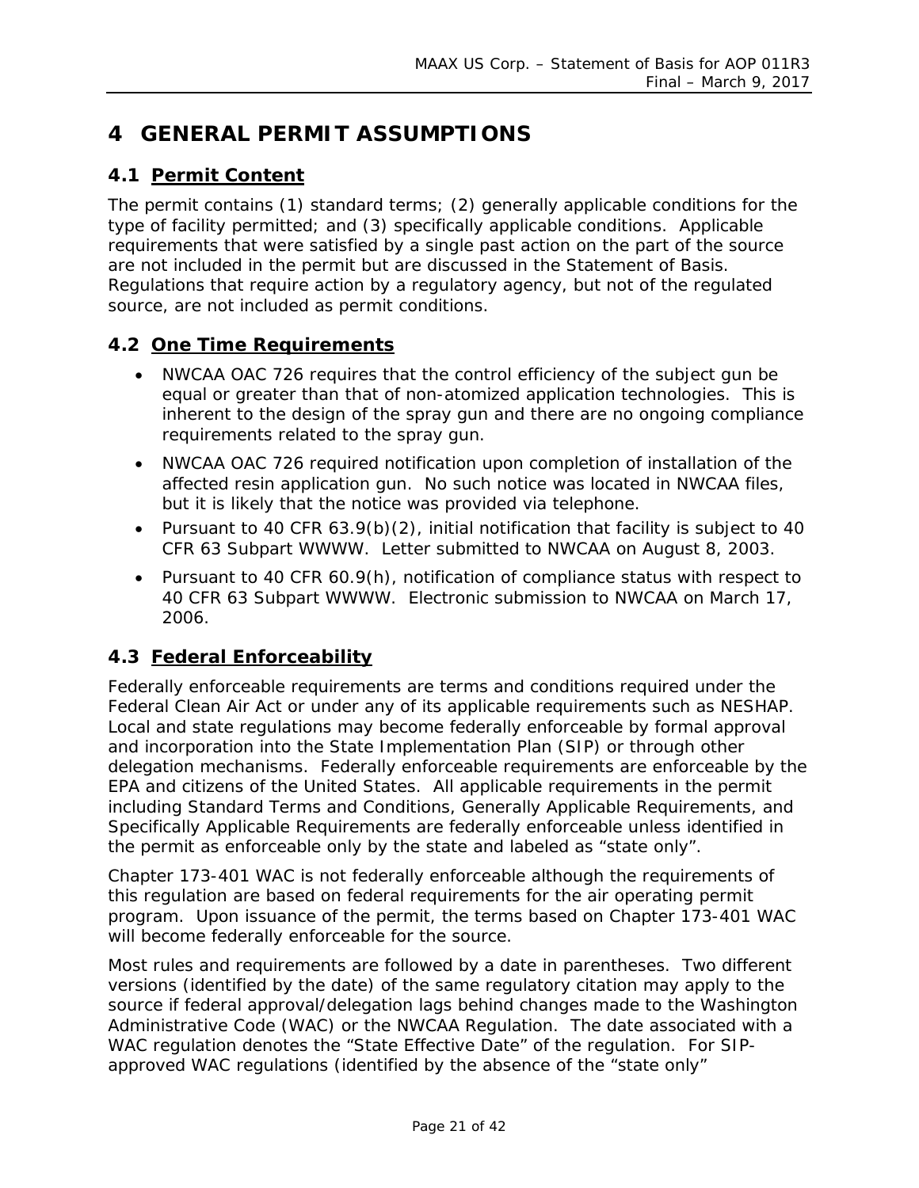# 4 GENERAL PERMIT ASSUMPTIONS

## 4.1 Permit Content

The permit contains (1) standard terms; (2) generally applicable conditions for the type of facility permitted; and (3) specifically applicable conditions. Applicable requirements that were satisfied by a single past action on the part of the source are not included in the permit but are discussed in the Statement of Basis. Regulations that require action by a regulatory agency, but not of the regulated source, are not included as permit conditions.

## 4.2 One Time Requirements

- NWCAA OAC 726 requires that the control efficiency of the subject gun be equal or greater than that of non-atomized application technologies. This is inherent to the design of the spray gun and there are no ongoing compliance requirements related to the spray gun.
- NWCAA OAC 726 required notification upon completion of installation of the affected resin application gun. No such notice was located in NWCAA files, but it is likely that the notice was provided via telephone.
- Pursuant to 40 CFR 63.9(b)(2), initial notification that facility is subject to 40 CFR 63 Subpart WWWW. Letter submitted to NWCAA on August 8, 2003.
- Pursuant to 40 CFR 60.9(h), notification of compliance status with respect to 40 CFR 63 Subpart WWWW. Electronic submission to NWCAA on March 17, 2006.

## 4.3 Federal Enforceability

Federally enforceable requirements are terms and conditions required under the Federal Clean Air Act or under any of its applicable requirements such as NESHAP. Local and state regulations may become federally enforceable by formal approval and incorporation into the State Implementation Plan (SIP) or through other delegation mechanisms. Federally enforceable requirements are enforceable by the EPA and citizens of the United States. All applicable requirements in the permit including Standard Terms and Conditions, Generally Applicable Requirements, and Specifically Applicable Requirements are federally enforceable unless identified in the permit as enforceable only by the state and labeled as “state only”.

Chapter 173-401 WAC is not federally enforceable although the requirements of this regulation are based on federal requirements for the air operating permit program. Upon issuance of the permit, the terms based on Chapter 173-401 WAC will become federally enforceable for the source.

Most rules and requirements are followed by a date in parentheses. Two different versions (identified by the date) of the same regulatory citation may apply to the source if federal approval/delegation lags behind changes made to the Washington Administrative Code (WAC) or the NWCAA Regulation. The date associated with a WAC regulation denotes the “State Effective Date” of the regulation. For SIP-approved WAC regulations (identified by the absence of the “state only”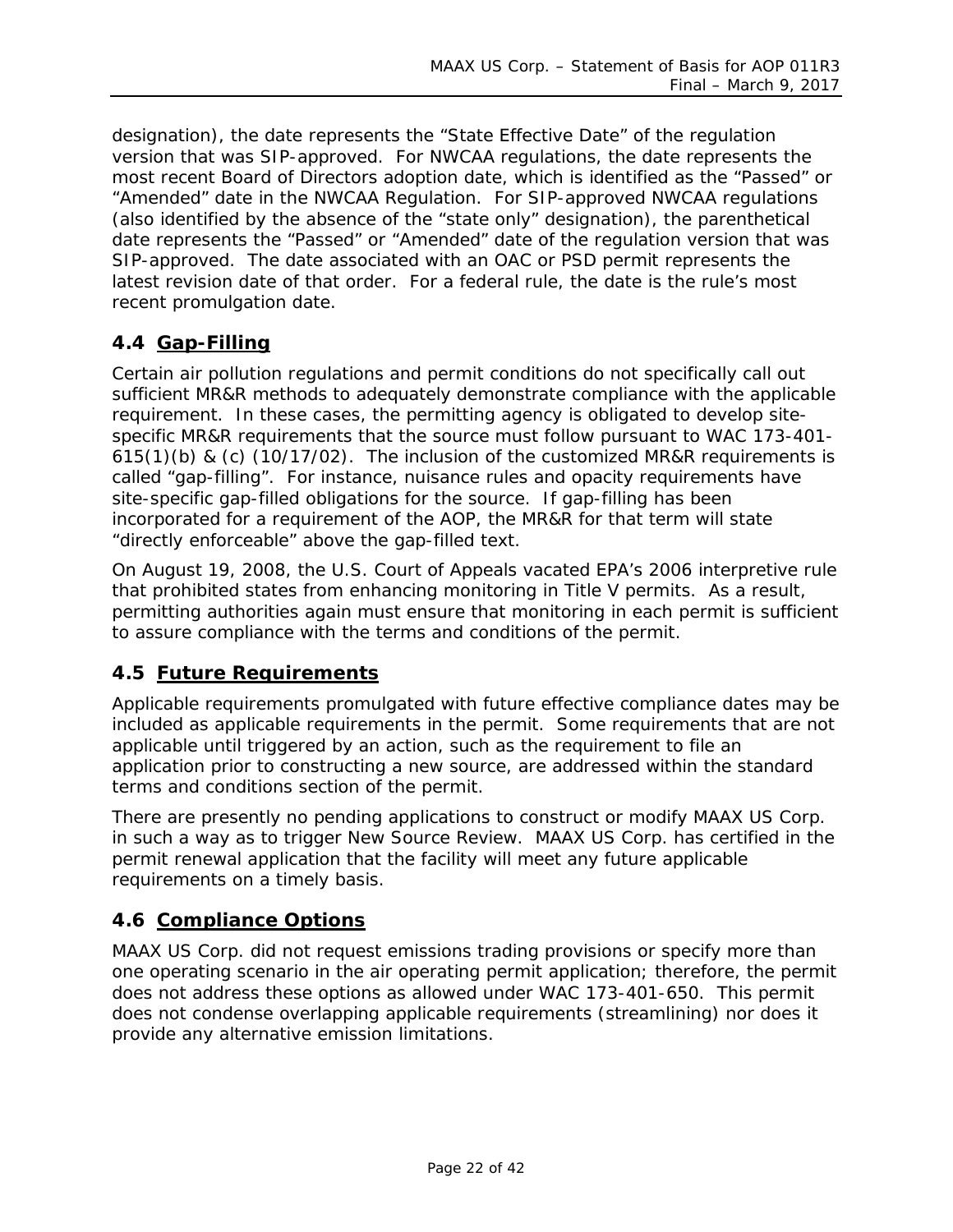designation), the date represents the “State Effective Date” of the regulation version that was SIP-approved. For NWCAA regulations, the date represents the most recent Board of Directors adoption date, which is identified as the “Passed” or “Amended” date in the NWCAA Regulation. For SIP-approved NWCAA regulations (also identified by the absence of the “state only” designation), the parenthetical date represents the “Passed” or “Amended” date of the regulation version that was SIP-approved. The date associated with an OAC or PSD permit represents the latest revision date of that order. For a federal rule, the date is the rule’s most recent promulgation date.

### 4.4 Gap-Filling

Certain air pollution regulations and permit conditions do not specifically call out sufficient MR&R methods to adequately demonstrate compliance with the applicable requirement. In these cases, the permitting agency is obligated to develop site-specific MR&R requirements that the source must follow pursuant to WAC 173-401-615(1)(b) & (c) (10/17/02). The inclusion of the customized MR&R requirements is called “gap-filling”. For instance, nuisance rules and opacity requirements have site-specific gap-filled obligations for the source. If gap-filling has been incorporated for a requirement of the AOP, the MR&R for that term will state “directly enforceable” above the gap-filled text.

On August 19, 2008, the U.S. Court of Appeals vacated EPA’s 2006 interpretive rule that prohibited states from enhancing monitoring in Title V permits. As a result, permitting authorities again must ensure that monitoring in each permit is sufficient to assure compliance with the terms and conditions of the permit.

### 4.5 Future Requirements

Applicable requirements promulgated with future effective compliance dates may be included as applicable requirements in the permit. Some requirements that are not applicable until triggered by an action, such as the requirement to file an application prior to constructing a new source, are addressed within the standard terms and conditions section of the permit.

There are presently no pending applications to construct or modify MAAX US Corp. in such a way as to trigger New Source Review. MAAX US Corp. has certified in the permit renewal application that the facility will meet any future applicable requirements on a timely basis.

### 4.6 Compliance Options

MAAX US Corp. did not request emissions trading provisions or specify more than one operating scenario in the air operating permit application; therefore, the permit does not address these options as allowed under WAC 173-401-650. This permit does not condense overlapping applicable requirements (streamlining) nor does it provide any alternative emission limitations.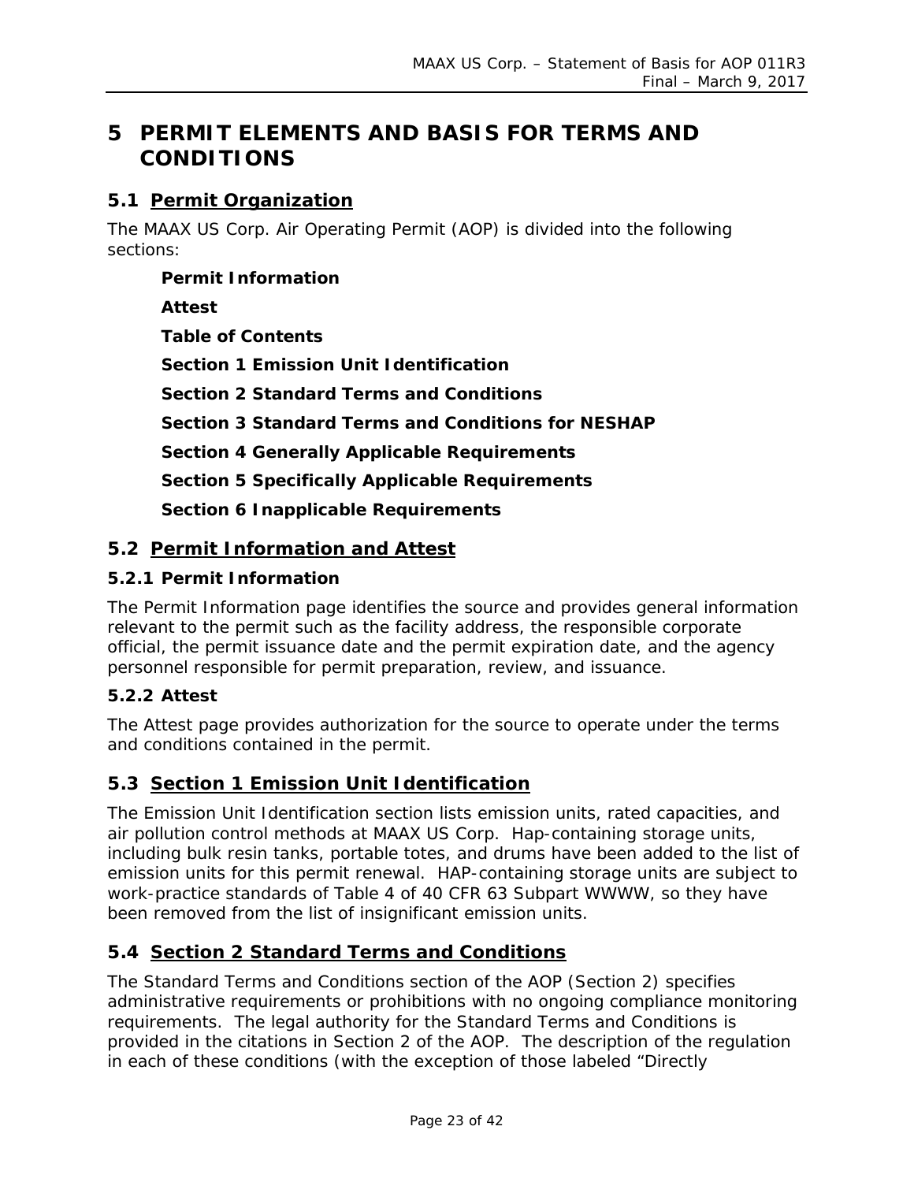# 5 PERMIT ELEMENTS AND BASIS FOR TERMS AND CONDITIONS

## 5.1 Permit Organization

The MAAX US Corp. Air Operating Permit (AOP) is divided into the following sections:

**Permit Information**

**Attest**

**Table of Contents**

**Section 1 Emission Unit Identification**

**Section 2 Standard Terms and Conditions**

**Section 3 Standard Terms and Conditions for NESHAP**

**Section 4 Generally Applicable Requirements**

**Section 5 Specifically Applicable Requirements**

**Section 6 Inapplicable Requirements**

## 5.2 Permit Information and Attest

### 5.2.1 Permit Information

The Permit Information page identifies the source and provides general information relevant to the permit such as the facility address, the responsible corporate official, the permit issuance date and the permit expiration date, and the agency personnel responsible for permit preparation, review, and issuance.

### 5.2.2 Attest

The Attest page provides authorization for the source to operate under the terms and conditions contained in the permit.

## 5.3 Section 1 Emission Unit Identification

The Emission Unit Identification section lists emission units, rated capacities, and air pollution control methods at MAAX US Corp. Hap-containing storage units, including bulk resin tanks, portable totes, and drums have been added to the list of emission units for this permit renewal. HAP-containing storage units are subject to work-practice standards of Table 4 of 40 CFR 63 Subpart WWWW, so they have been removed from the list of insignificant emission units.

## 5.4 Section 2 Standard Terms and Conditions

The Standard Terms and Conditions section of the AOP (Section 2) specifies administrative requirements or prohibitions with no ongoing compliance monitoring requirements. The legal authority for the Standard Terms and Conditions is provided in the citations in Section 2 of the AOP. The description of the regulation in each of these conditions (with the exception of those labeled “Directly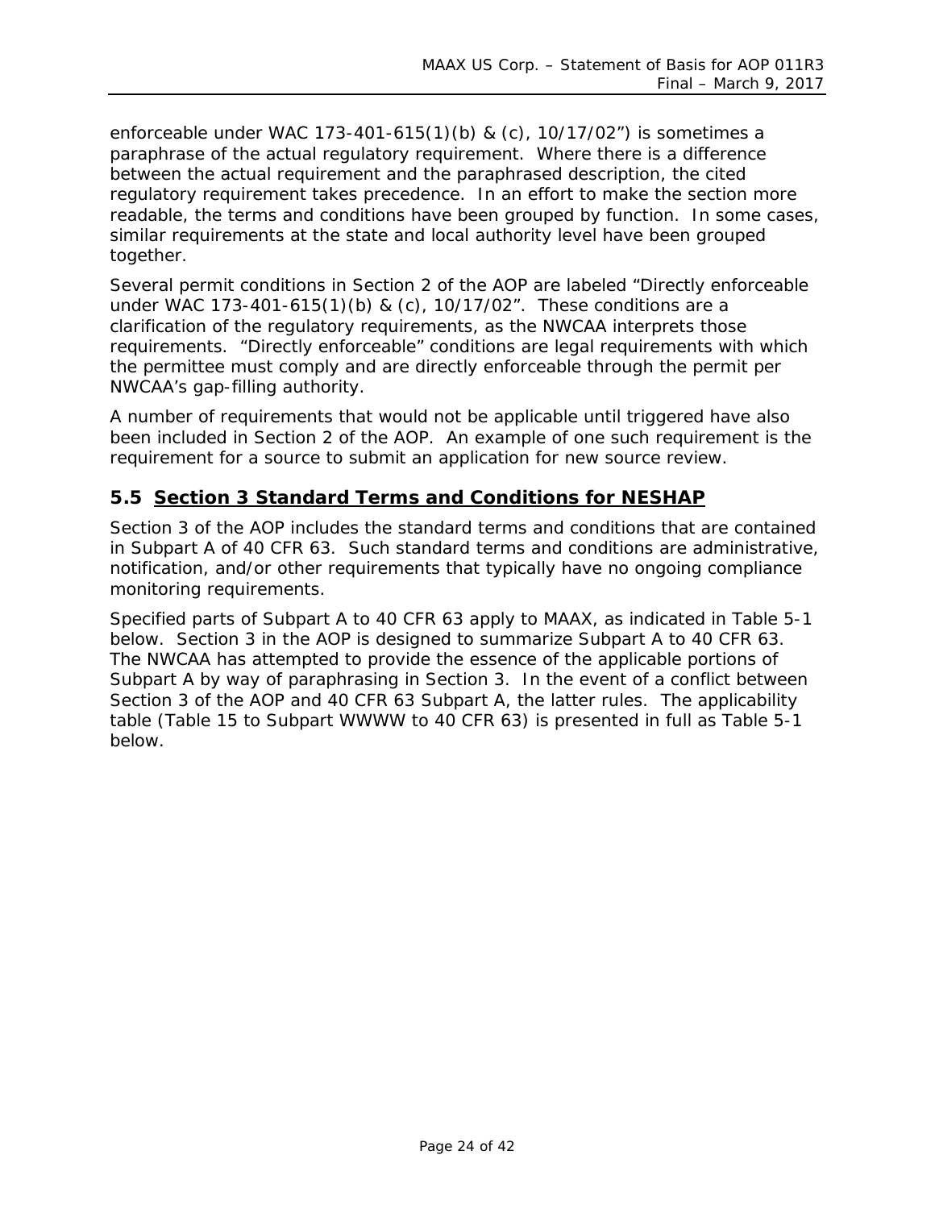enforceable under WAC 173-401-615(1)(b) & (c), 10/17/02") is sometimes a paraphrase of the actual regulatory requirement. Where there is a difference between the actual requirement and the paraphrased description, the cited regulatory requirement takes precedence. In an effort to make the section more readable, the terms and conditions have been grouped by function. In some cases, similar requirements at the state and local authority level have been grouped together.

Several permit conditions in Section 2 of the AOP are labeled "Directly enforceable under WAC 173-401-615(1)(b) & (c), 10/17/02". These conditions are a clarification of the regulatory requirements, as the NWCAA interprets those requirements. "Directly enforceable" conditions are legal requirements with which the permittee must comply and are directly enforceable through the permit per NWCAA's gap-filling authority.

A number of requirements that would not be applicable until triggered have also been included in Section 2 of the AOP. An example of one such requirement is the requirement for a source to submit an application for new source review.

## 5.5 Section 3 Standard Terms and Conditions for NESHAP

Section 3 of the AOP includes the standard terms and conditions that are contained in Subpart A of 40 CFR 63. Such standard terms and conditions are administrative, notification, and/or other requirements that typically have no ongoing compliance monitoring requirements.

Specified parts of Subpart A to 40 CFR 63 apply to MAAX, as indicated in Table 5-1 below. Section 3 in the AOP is designed to summarize Subpart A to 40 CFR 63. The NWCAA has attempted to provide the essence of the applicable portions of Subpart A by way of paraphrasing in Section 3. In the event of a conflict between Section 3 of the AOP and 40 CFR 63 Subpart A, the latter rules. The applicability table (Table 15 to Subpart WWWW to 40 CFR 63) is presented in full as Table 5-1 below.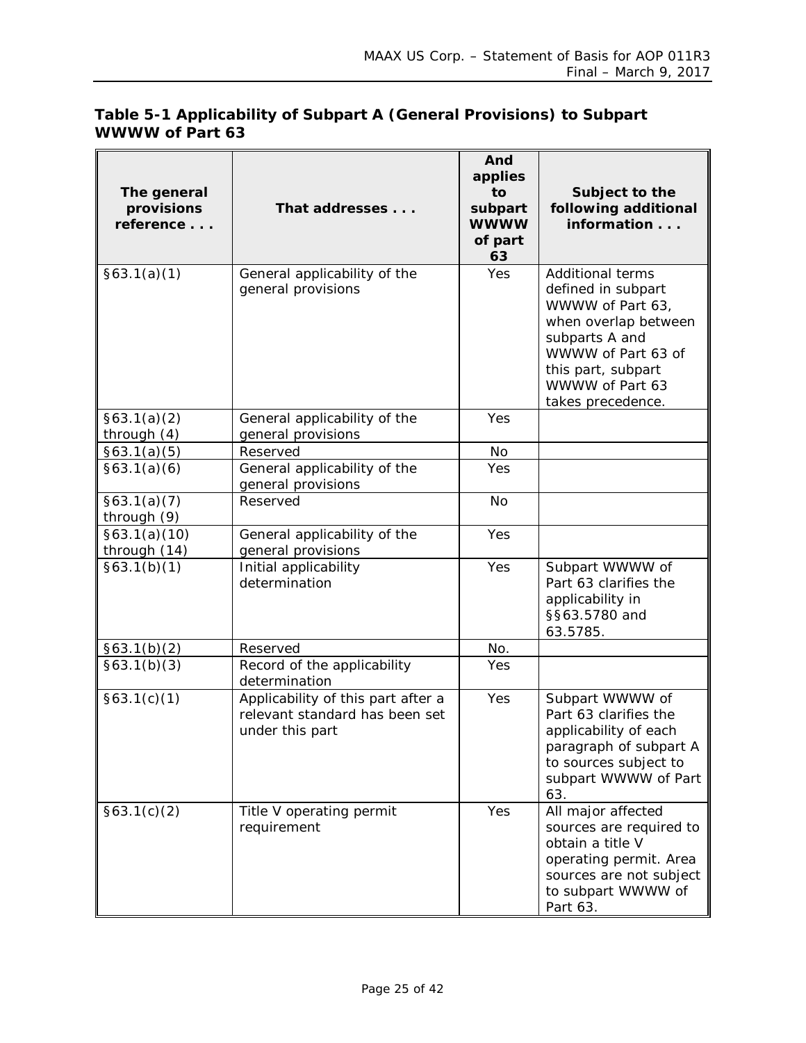**Table 5-1 Applicability of Subpart A (General Provisions) to Subpart WWWW of Part 63**

| The general provisions reference . . . | That addresses . . . | And applies to subpart WWWW of part 63 | Subject to the following additional information . . . |
|---|---|---|---|
| §63.1(a)(1) | General applicability of the general provisions | Yes | Additional terms defined in subpart WWWW of Part 63, when overlap between subparts A and WWWW of Part 63 of this part, subpart WWWW of Part 63 takes precedence. |
| §63.1(a)(2) through (4) | General applicability of the general provisions | Yes | |
| §63.1(a)(5) | Reserved | No | |
| §63.1(a)(6) | General applicability of the general provisions | Yes | |
| §63.1(a)(7) through (9) | Reserved | No | |
| §63.1(a)(10) through (14) | General applicability of the general provisions | Yes | |
| §63.1(b)(1) | Initial applicability determination | Yes | Subpart WWWW of Part 63 clarifies the applicability in §§63.5780 and 63.5785. |
| §63.1(b)(2) | Reserved | No. | |
| §63.1(b)(3) | Record of the applicability determination | Yes | |
| §63.1(c)(1) | Applicability of this part after a relevant standard has been set under this part | Yes | Subpart WWWW of Part 63 clarifies the applicability of each paragraph of subpart A to sources subject to subpart WWWW of Part 63. |
| §63.1(c)(2) | Title V operating permit requirement | Yes | All major affected sources are required to obtain a title V operating permit. Area sources are not subject to subpart WWWW of Part 63. |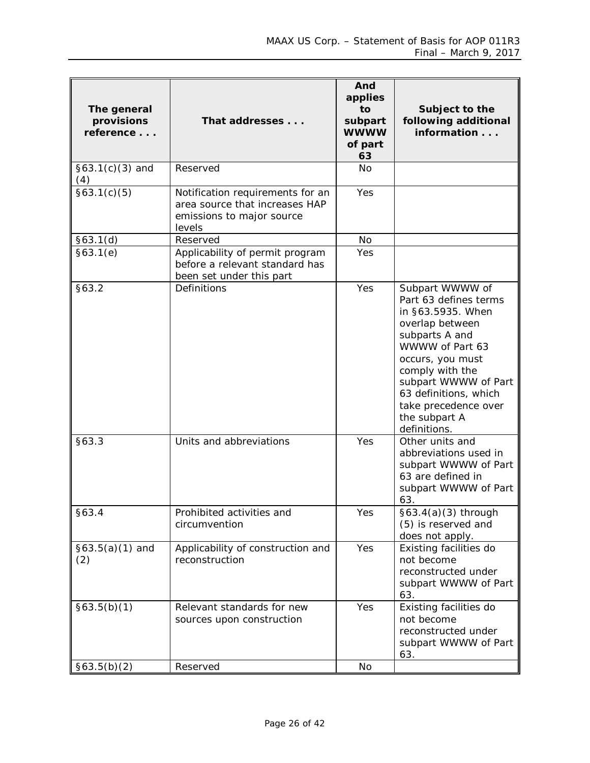| The general provisions reference . . . | That addresses . . . | And applies to subpart WWWW of part 63 | Subject to the following additional information . . . |
|---|---|---|---|
| §63.1(c)(3) and (4) | Reserved | No | |
| §63.1(c)(5) | Notification requirements for an area source that increases HAP emissions to major source levels | Yes | |
| §63.1(d) | Reserved | No | |
| §63.1(e) | Applicability of permit program before a relevant standard has been set under this part | Yes | |
| §63.2 | Definitions | Yes | Subpart WWWW of Part 63 defines terms in §63.5935. When overlap between subparts A and WWWW of Part 63 occurs, you must comply with the subpart WWWW of Part 63 definitions, which take precedence over the subpart A definitions. |
| §63.3 | Units and abbreviations | Yes | Other units and abbreviations used in subpart WWWW of Part 63 are defined in subpart WWWW of Part 63. |
| §63.4 | Prohibited activities and circumvention | Yes | §63.4(a)(3) through (5) is reserved and does not apply. |
| §63.5(a)(1) and (2) | Applicability of construction and reconstruction | Yes | Existing facilities do not become reconstructed under subpart WWWW of Part 63. |
| §63.5(b)(1) | Relevant standards for new sources upon construction | Yes | Existing facilities do not become reconstructed under subpart WWWW of Part 63. |
| §63.5(b)(2) | Reserved | No | |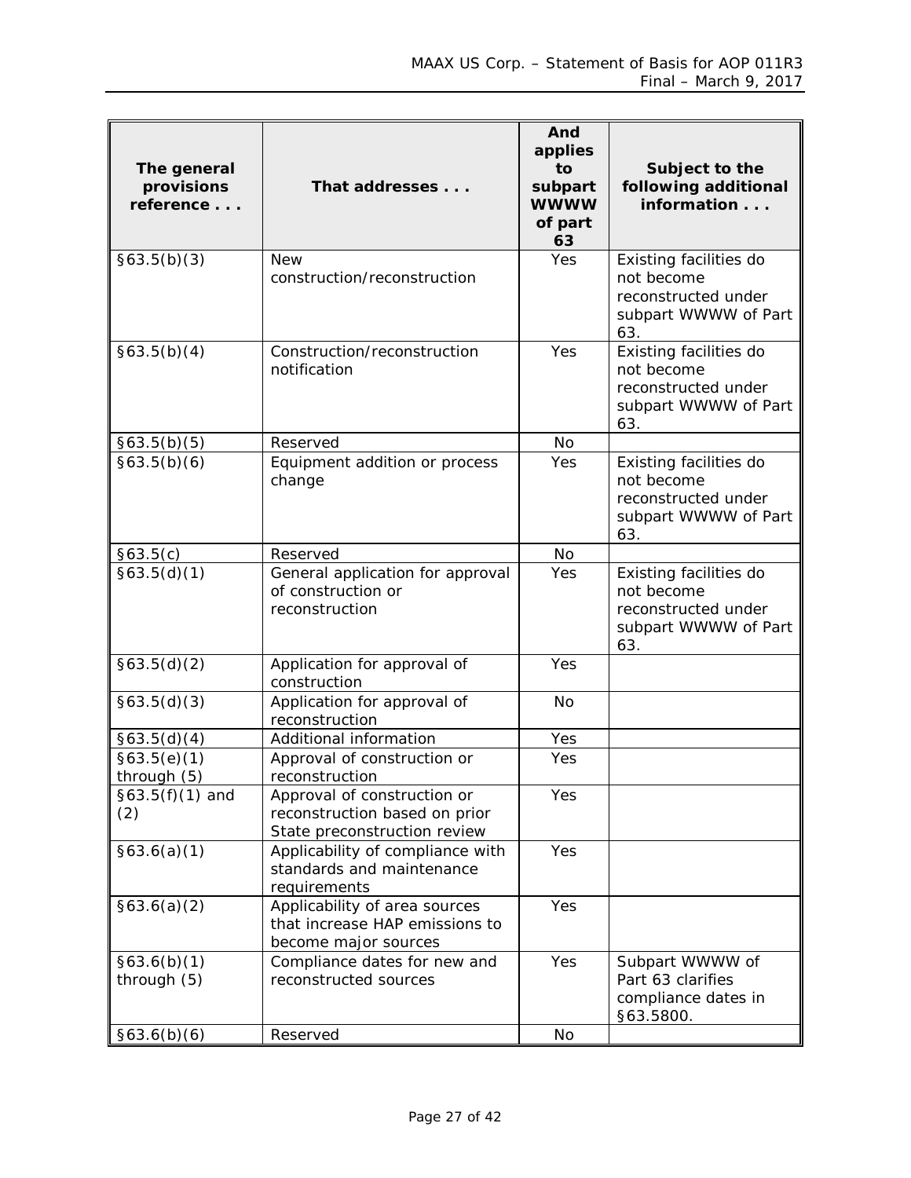| The general provisions reference . . . | That addresses . . . | And applies to subpart WWWW of part 63 | Subject to the following additional information . . . |
|---|---|---|---|
| §63.5(b)(3) | New construction/reconstruction | Yes | Existing facilities do not become reconstructed under subpart WWWW of Part 63. |
| §63.5(b)(4) | Construction/reconstruction notification | Yes | Existing facilities do not become reconstructed under subpart WWWW of Part 63. |
| §63.5(b)(5) | Reserved | No | |
| §63.5(b)(6) | Equipment addition or process change | Yes | Existing facilities do not become reconstructed under subpart WWWW of Part 63. |
| §63.5(c) | Reserved | No | |
| §63.5(d)(1) | General application for approval of construction or reconstruction | Yes | Existing facilities do not become reconstructed under subpart WWWW of Part 63. |
| §63.5(d)(2) | Application for approval of construction | Yes | |
| §63.5(d)(3) | Application for approval of reconstruction | No | |
| §63.5(d)(4) | Additional information | Yes | |
| §63.5(e)(1) through (5) | Approval of construction or reconstruction | Yes | |
| §63.5(f)(1) and (2) | Approval of construction or reconstruction based on prior State preconstruction review | Yes | |
| §63.6(a)(1) | Applicability of compliance with standards and maintenance requirements | Yes | |
| §63.6(a)(2) | Applicability of area sources that increase HAP emissions to become major sources | Yes | |
| §63.6(b)(1) through (5) | Compliance dates for new and reconstructed sources | Yes | Subpart WWWW of Part 63 clarifies compliance dates in §63.5800. |
| §63.6(b)(6) | Reserved | No | |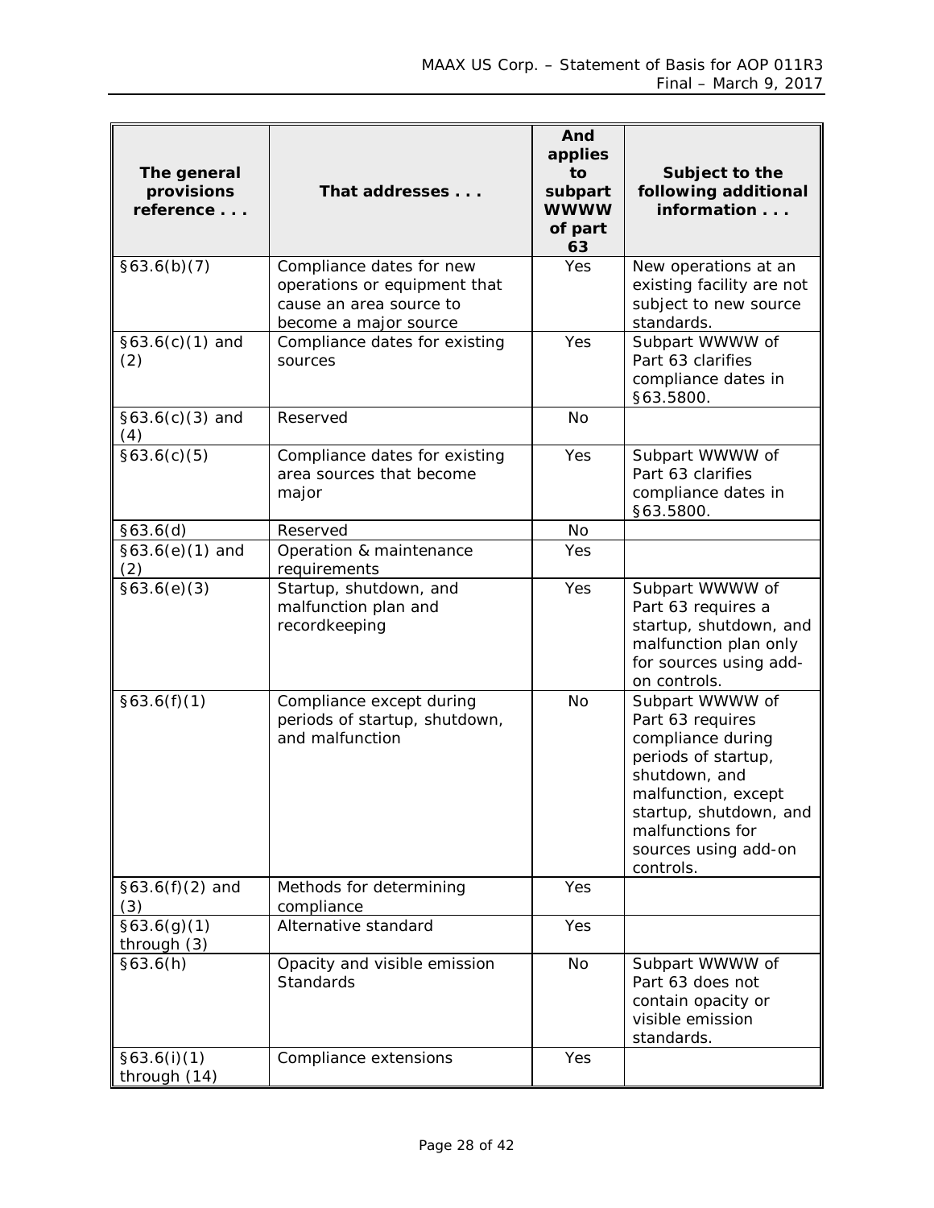| The general provisions reference . . . | That addresses . . . | And applies to subpart WWWW of part 63 | Subject to the following additional information . . . |
|---|---|---|---|
| §63.6(b)(7) | Compliance dates for new operations or equipment that cause an area source to become a major source | Yes | New operations at an existing facility are not subject to new source standards. |
| §63.6(c)(1) and (2) | Compliance dates for existing sources | Yes | Subpart WWWW of Part 63 clarifies compliance dates in §63.5800. |
| §63.6(c)(3) and (4) | Reserved | No | |
| §63.6(c)(5) | Compliance dates for existing area sources that become major | Yes | Subpart WWWW of Part 63 clarifies compliance dates in §63.5800. |
| §63.6(d) | Reserved | No | |
| §63.6(e)(1) and (2) | Operation & maintenance requirements | Yes | |
| §63.6(e)(3) | Startup, shutdown, and malfunction plan and recordkeeping | Yes | Subpart WWWW of Part 63 requires a startup, shutdown, and malfunction plan only for sources using add-on controls. |
| §63.6(f)(1) | Compliance except during periods of startup, shutdown, and malfunction | No | Subpart WWWW of Part 63 requires compliance during periods of startup, shutdown, and malfunction, except startup, shutdown, and malfunctions for sources using add-on controls. |
| §63.6(f)(2) and (3) | Methods for determining compliance | Yes | |
| §63.6(g)(1) through (3) | Alternative standard | Yes | |
| §63.6(h) | Opacity and visible emission Standards | No | Subpart WWWW of Part 63 does not contain opacity or visible emission standards. |
| §63.6(i)(1) through (14) | Compliance extensions | Yes | |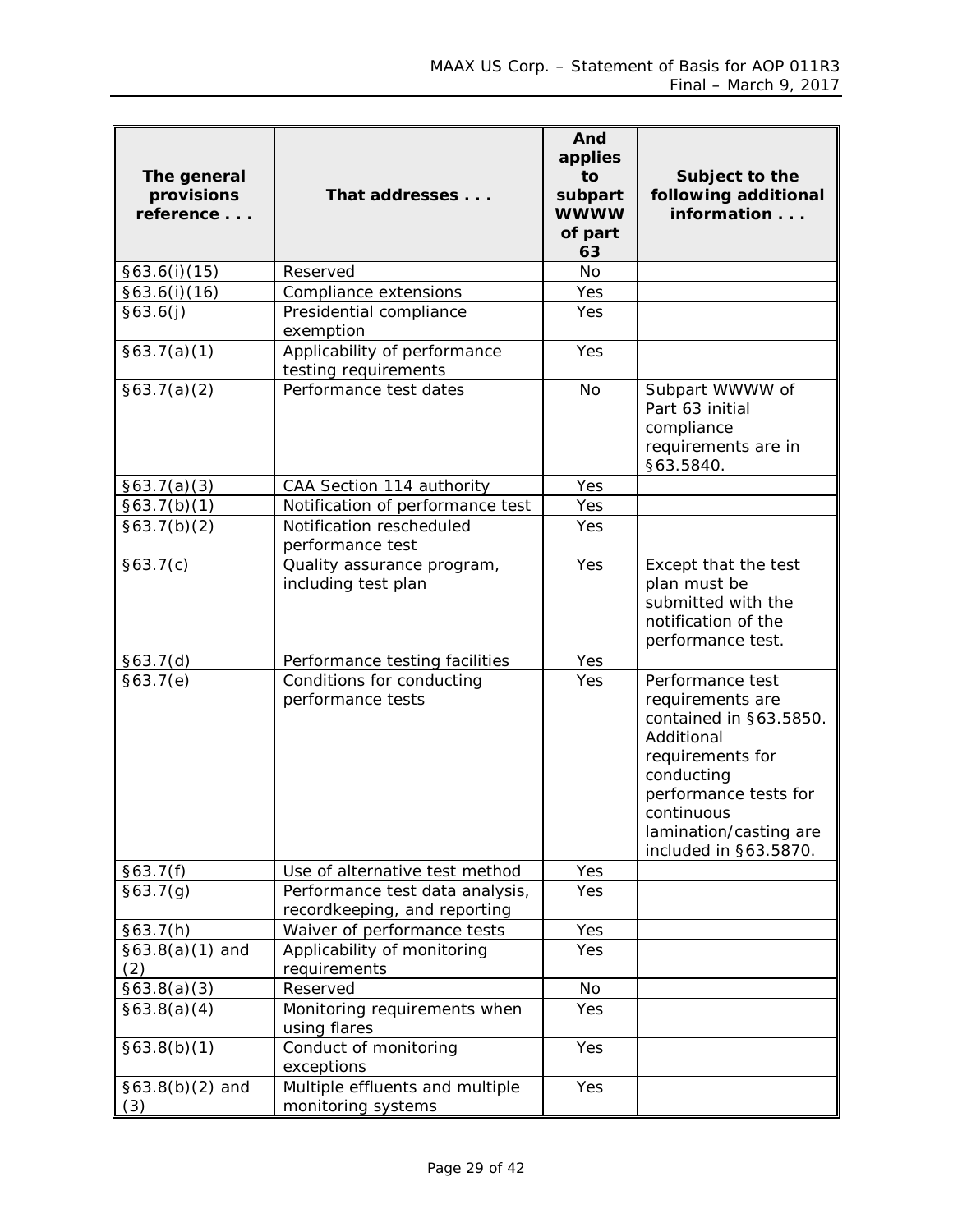| The general provisions reference . . . | That addresses . . . | And applies to subpart WWWW of part 63 | Subject to the following additional information . . . |
|---|---|---|---|
| §63.6(i)(15) | Reserved | No | |
| §63.6(i)(16) | Compliance extensions | Yes | |
| §63.6(j) | Presidential compliance exemption | Yes | |
| §63.7(a)(1) | Applicability of performance testing requirements | Yes | |
| §63.7(a)(2) | Performance test dates | No | Subpart WWWW of Part 63 initial compliance requirements are in §63.5840. |
| §63.7(a)(3) | CAA Section 114 authority | Yes | |
| §63.7(b)(1) | Notification of performance test | Yes | |
| §63.7(b)(2) | Notification rescheduled performance test | Yes | |
| §63.7(c) | Quality assurance program, including test plan | Yes | Except that the test plan must be submitted with the notification of the performance test. |
| §63.7(d) | Performance testing facilities | Yes | |
| §63.7(e) | Conditions for conducting performance tests | Yes | Performance test requirements are contained in §63.5850. Additional requirements for conducting performance tests for continuous lamination/casting are included in §63.5870. |
| §63.7(f) | Use of alternative test method | Yes | |
| §63.7(g) | Performance test data analysis, recordkeeping, and reporting | Yes | |
| §63.7(h) | Waiver of performance tests | Yes | |
| §63.8(a)(1) and (2) | Applicability of monitoring requirements | Yes | |
| §63.8(a)(3) | Reserved | No | |
| §63.8(a)(4) | Monitoring requirements when using flares | Yes | |
| §63.8(b)(1) | Conduct of monitoring exceptions | Yes | |
| §63.8(b)(2) and (3) | Multiple effluents and multiple monitoring systems | Yes | |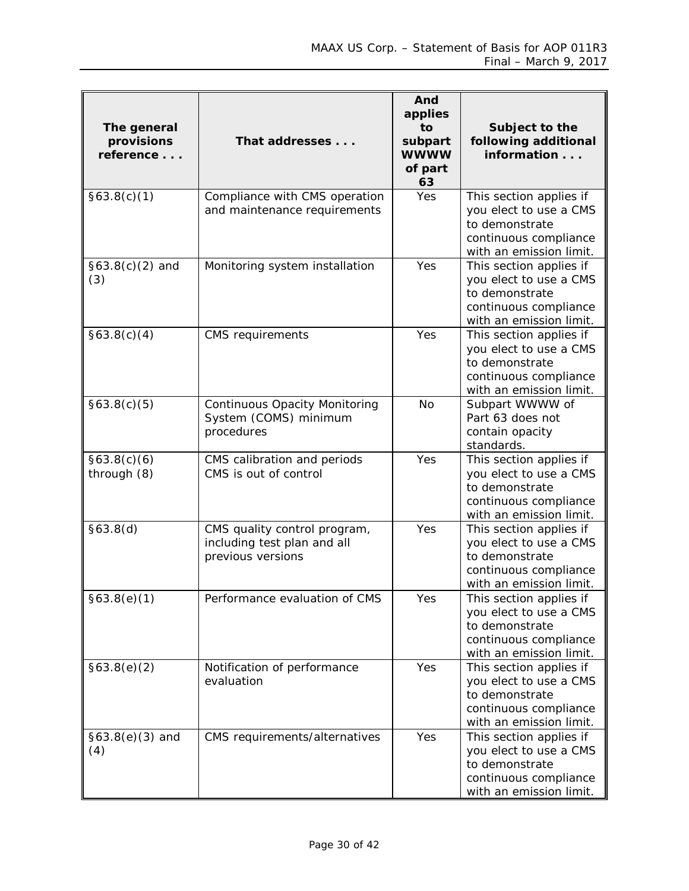| The general provisions reference . . . | That addresses . . . | And applies to subpart WWWW of part 63 | Subject to the following additional information . . . |
|---|---|---|---|
| §63.8(c)(1) | Compliance with CMS operation and maintenance requirements | Yes | This section applies if you elect to use a CMS to demonstrate continuous compliance with an emission limit. |
| §63.8(c)(2) and (3) | Monitoring system installation | Yes | This section applies if you elect to use a CMS to demonstrate continuous compliance with an emission limit. |
| §63.8(c)(4) | CMS requirements | Yes | This section applies if you elect to use a CMS to demonstrate continuous compliance with an emission limit. |
| §63.8(c)(5) | Continuous Opacity Monitoring System (COMS) minimum procedures | No | Subpart WWWW of Part 63 does not contain opacity standards. |
| §63.8(c)(6) through (8) | CMS calibration and periods CMS is out of control | Yes | This section applies if you elect to use a CMS to demonstrate continuous compliance with an emission limit. |
| §63.8(d) | CMS quality control program, including test plan and all previous versions | Yes | This section applies if you elect to use a CMS to demonstrate continuous compliance with an emission limit. |
| §63.8(e)(1) | Performance evaluation of CMS | Yes | This section applies if you elect to use a CMS to demonstrate continuous compliance with an emission limit. |
| §63.8(e)(2) | Notification of performance evaluation | Yes | This section applies if you elect to use a CMS to demonstrate continuous compliance with an emission limit. |
| §63.8(e)(3) and (4) | CMS requirements/alternatives | Yes | This section applies if you elect to use a CMS to demonstrate continuous compliance with an emission limit. |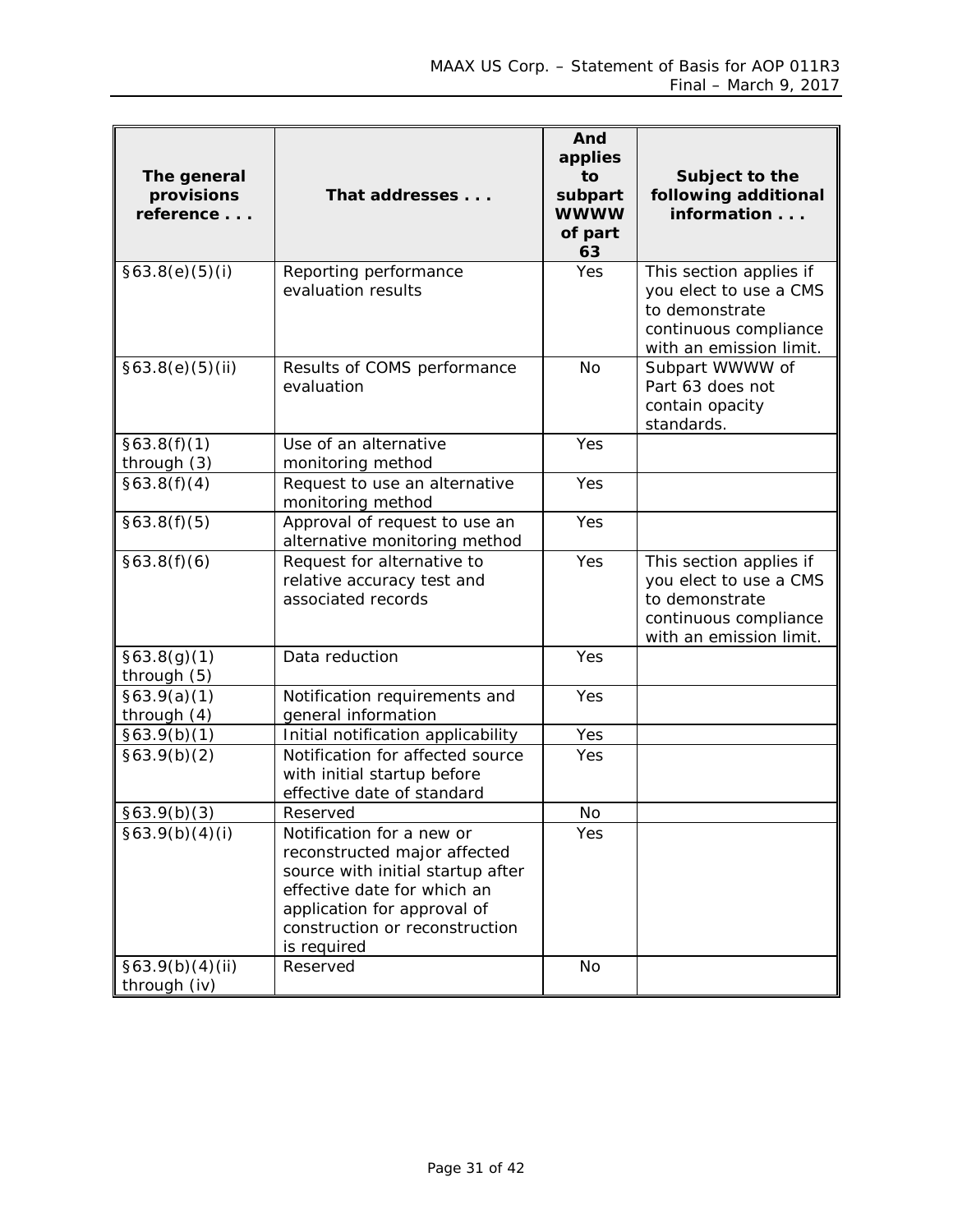| The general provisions reference . . . | That addresses . . . | And applies to subpart WWWW of part 63 | Subject to the following additional information . . . |
|---|---|---|---|
| §63.8(e)(5)(i) | Reporting performance evaluation results | Yes | This section applies if you elect to use a CMS to demonstrate continuous compliance with an emission limit. |
| §63.8(e)(5)(ii) | Results of COMS performance evaluation | No | Subpart WWWW of Part 63 does not contain opacity standards. |
| §63.8(f)(1) through (3) | Use of an alternative monitoring method | Yes | |
| §63.8(f)(4) | Request to use an alternative monitoring method | Yes | |
| §63.8(f)(5) | Approval of request to use an alternative monitoring method | Yes | |
| §63.8(f)(6) | Request for alternative to relative accuracy test and associated records | Yes | This section applies if you elect to use a CMS to demonstrate continuous compliance with an emission limit. |
| §63.8(g)(1) through (5) | Data reduction | Yes | |
| §63.9(a)(1) through (4) | Notification requirements and general information | Yes | |
| §63.9(b)(1) | Initial notification applicability | Yes | |
| §63.9(b)(2) | Notification for affected source with initial startup before effective date of standard | Yes | |
| §63.9(b)(3) | Reserved | No | |
| §63.9(b)(4)(i) | Notification for a new or reconstructed major affected source with initial startup after effective date for which an application for approval of construction or reconstruction is required | Yes | |
| §63.9(b)(4)(ii) through (iv) | Reserved | No | |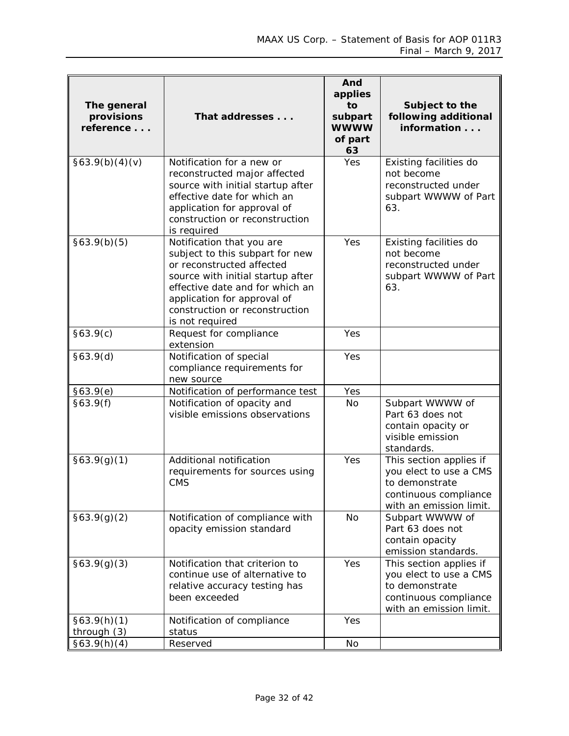| The general provisions reference . . . | That addresses . . . | And applies to subpart WWWW of part 63 | Subject to the following additional information . . . |
|---|---|---|---|
| §63.9(b)(4)(v) | Notification for a new or reconstructed major affected source with initial startup after effective date for which an application for approval of construction or reconstruction is required | Yes | Existing facilities do not become reconstructed under subpart WWWW of Part 63. |
| §63.9(b)(5) | Notification that you are subject to this subpart for new or reconstructed affected source with initial startup after effective date and for which an application for approval of construction or reconstruction is not required | Yes | Existing facilities do not become reconstructed under subpart WWWW of Part 63. |
| §63.9(c) | Request for compliance extension | Yes | |
| §63.9(d) | Notification of special compliance requirements for new source | Yes | |
| §63.9(e) | Notification of performance test | Yes | |
| §63.9(f) | Notification of opacity and visible emissions observations | No | Subpart WWWW of Part 63 does not contain opacity or visible emission standards. |
| §63.9(g)(1) | Additional notification requirements for sources using CMS | Yes | This section applies if you elect to use a CMS to demonstrate continuous compliance with an emission limit. |
| §63.9(g)(2) | Notification of compliance with opacity emission standard | No | Subpart WWWW of Part 63 does not contain opacity emission standards. |
| §63.9(g)(3) | Notification that criterion to continue use of alternative to relative accuracy testing has been exceeded | Yes | This section applies if you elect to use a CMS to demonstrate continuous compliance with an emission limit. |
| §63.9(h)(1) through (3) | Notification of compliance status | Yes | |
| §63.9(h)(4) | Reserved | No | |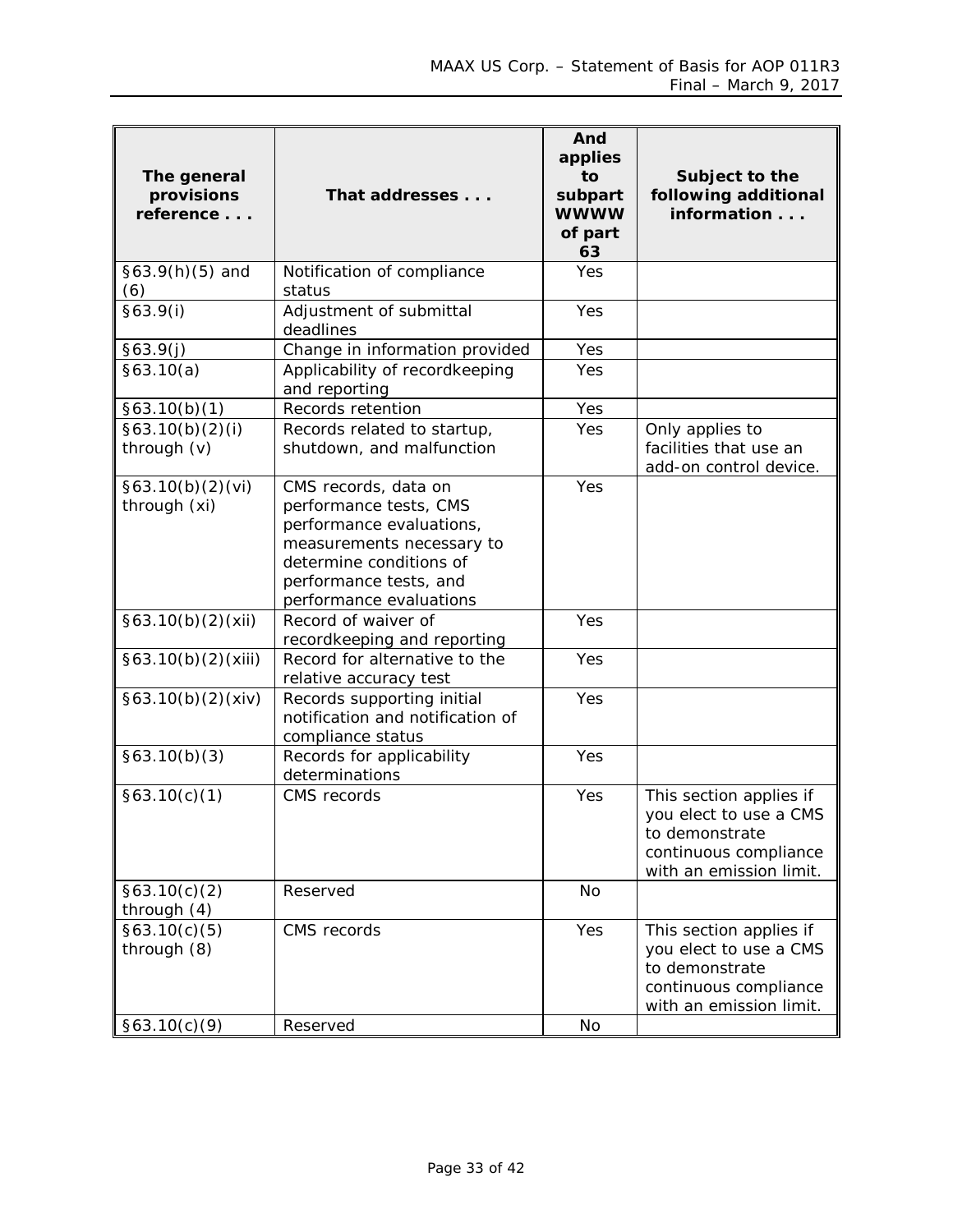| The general provisions reference . . . | That addresses . . . | And applies to subpart WWWW of part 63 | Subject to the following additional information . . . |
|---|---|---|---|
| §63.9(h)(5) and (6) | Notification of compliance status | Yes | |
| §63.9(i) | Adjustment of submittal deadlines | Yes | |
| §63.9(j) | Change in information provided | Yes | |
| §63.10(a) | Applicability of recordkeeping and reporting | Yes | |
| §63.10(b)(1) | Records retention | Yes | |
| §63.10(b)(2)(i) through (v) | Records related to startup, shutdown, and malfunction | Yes | Only applies to facilities that use an add-on control device. |
| §63.10(b)(2)(vi) through (xi) | CMS records, data on performance tests, CMS performance evaluations, measurements necessary to determine conditions of performance tests, and performance evaluations | Yes | |
| §63.10(b)(2)(xii) | Record of waiver of recordkeeping and reporting | Yes | |
| §63.10(b)(2)(xiii) | Record for alternative to the relative accuracy test | Yes | |
| §63.10(b)(2)(xiv) | Records supporting initial notification and notification of compliance status | Yes | |
| §63.10(b)(3) | Records for applicability determinations | Yes | |
| §63.10(c)(1) | CMS records | Yes | This section applies if you elect to use a CMS to demonstrate continuous compliance with an emission limit. |
| §63.10(c)(2) through (4) | Reserved | No | |
| §63.10(c)(5) through (8) | CMS records | Yes | This section applies if you elect to use a CMS to demonstrate continuous compliance with an emission limit. |
| §63.10(c)(9) | Reserved | No | |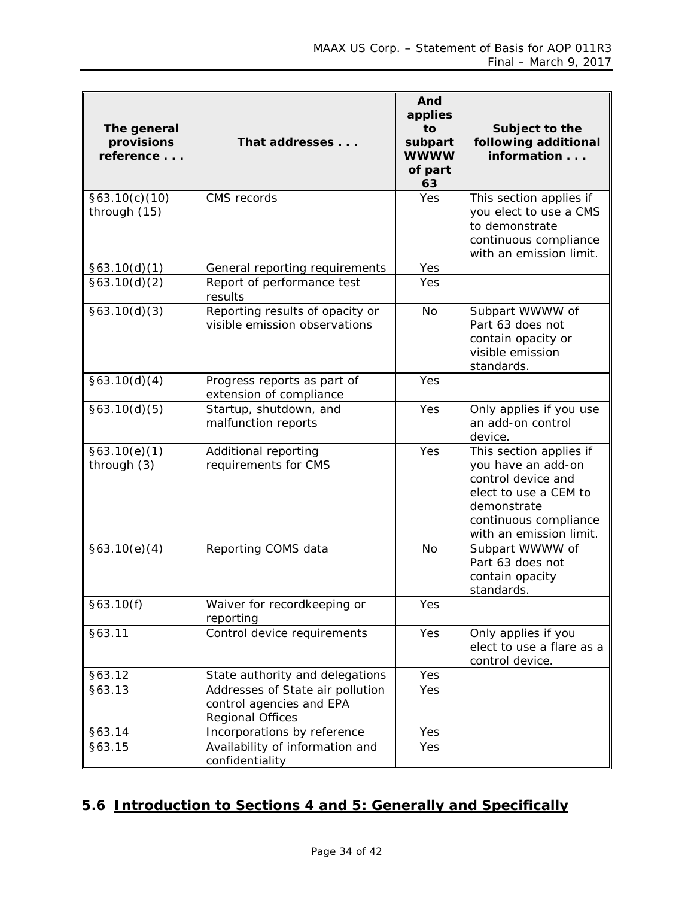| The general provisions reference . . . | That addresses . . . | And applies to subpart WWWW of part 63 | Subject to the following additional information . . . |
|---|---|---|---|
| §63.10(c)(10) through (15) | CMS records | Yes | This section applies if you elect to use a CMS to demonstrate continuous compliance with an emission limit. |
| §63.10(d)(1) | General reporting requirements | Yes | |
| §63.10(d)(2) | Report of performance test results | Yes | |
| §63.10(d)(3) | Reporting results of opacity or visible emission observations | No | Subpart WWWW of Part 63 does not contain opacity or visible emission standards. |
| §63.10(d)(4) | Progress reports as part of extension of compliance | Yes | |
| §63.10(d)(5) | Startup, shutdown, and malfunction reports | Yes | Only applies if you use an add-on control device. |
| §63.10(e)(1) through (3) | Additional reporting requirements for CMS | Yes | This section applies if you have an add-on control device and elect to use a CEM to demonstrate continuous compliance with an emission limit. |
| §63.10(e)(4) | Reporting COMS data | No | Subpart WWWW of Part 63 does not contain opacity standards. |
| §63.10(f) | Waiver for recordkeeping or reporting | Yes | |
| §63.11 | Control device requirements | Yes | Only applies if you elect to use a flare as a control device. |
| §63.12 | State authority and delegations | Yes | |
| §63.13 | Addresses of State air pollution control agencies and EPA Regional Offices | Yes | |
| §63.14 | Incorporations by reference | Yes | |
| §63.15 | Availability of information and confidentiality | Yes | |

## 5.6 Introduction to Sections 4 and 5: Generally and Specifically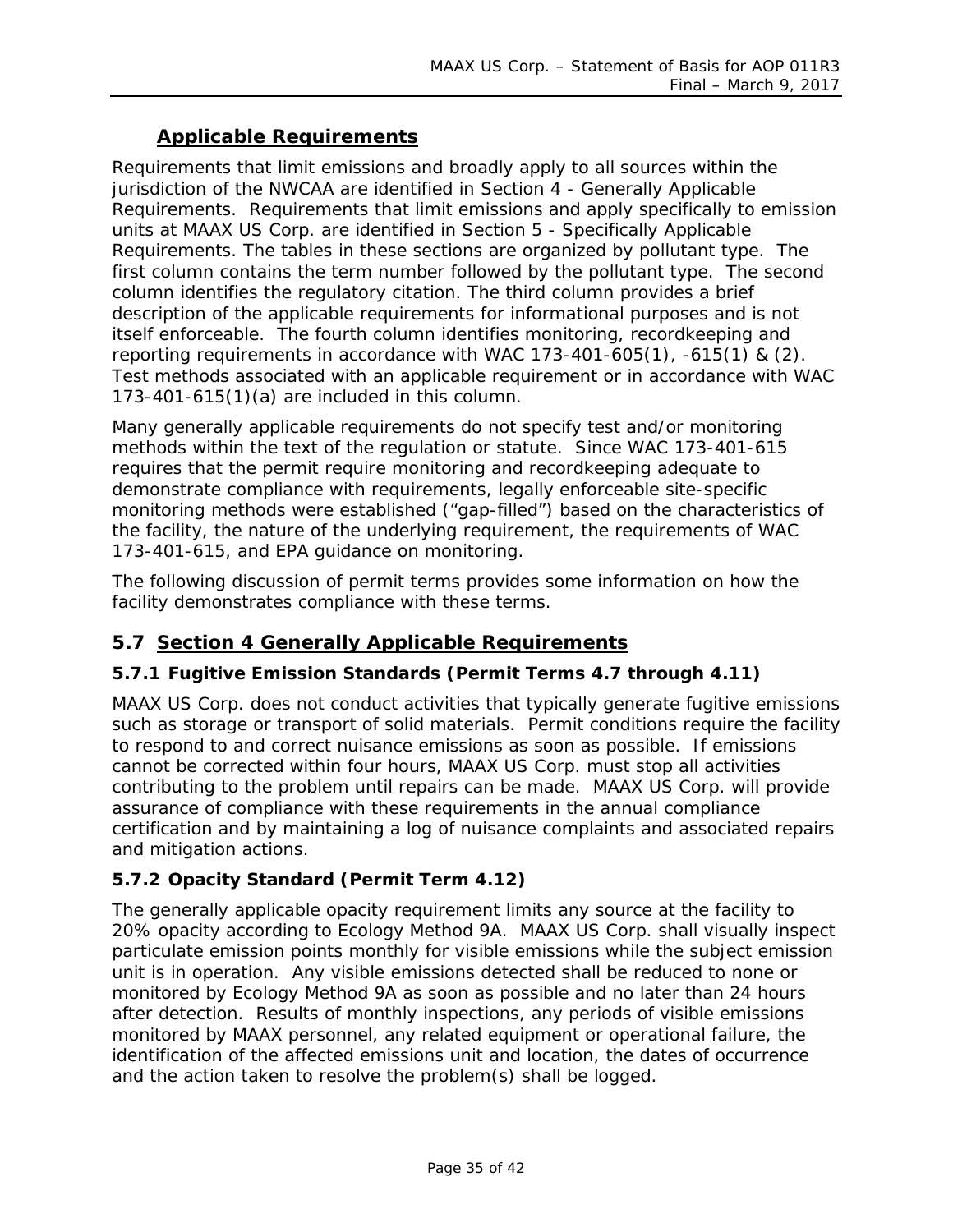## Applicable Requirements

Requirements that limit emissions and broadly apply to all sources within the jurisdiction of the NWCAA are identified in Section 4 - Generally Applicable Requirements. Requirements that limit emissions and apply specifically to emission units at MAAX US Corp. are identified in Section 5 - Specifically Applicable Requirements. The tables in these sections are organized by pollutant type. The first column contains the term number followed by the pollutant type. The second column identifies the regulatory citation. The third column provides a brief description of the applicable requirements for informational purposes and is not itself enforceable. The fourth column identifies monitoring, recordkeeping and reporting requirements in accordance with WAC 173-401-605(1), -615(1) & (2). Test methods associated with an applicable requirement or in accordance with WAC 173-401-615(1)(a) are included in this column.

Many generally applicable requirements do not specify test and/or monitoring methods within the text of the regulation or statute. Since WAC 173-401-615 requires that the permit require monitoring and recordkeeping adequate to demonstrate compliance with requirements, legally enforceable site-specific monitoring methods were established ("gap-filled") based on the characteristics of the facility, the nature of the underlying requirement, the requirements of WAC 173-401-615, and EPA guidance on monitoring.

The following discussion of permit terms provides some information on how the facility demonstrates compliance with these terms.

## 5.7 Section 4 Generally Applicable Requirements

### 5.7.1 Fugitive Emission Standards (Permit Terms 4.7 through 4.11)

MAAX US Corp. does not conduct activities that typically generate fugitive emissions such as storage or transport of solid materials. Permit conditions require the facility to respond to and correct nuisance emissions as soon as possible. If emissions cannot be corrected within four hours, MAAX US Corp. must stop all activities contributing to the problem until repairs can be made. MAAX US Corp. will provide assurance of compliance with these requirements in the annual compliance certification and by maintaining a log of nuisance complaints and associated repairs and mitigation actions.

### 5.7.2 Opacity Standard (Permit Term 4.12)

The generally applicable opacity requirement limits any source at the facility to 20% opacity according to Ecology Method 9A. MAAX US Corp. shall visually inspect particulate emission points monthly for visible emissions while the subject emission unit is in operation. Any visible emissions detected shall be reduced to none or monitored by Ecology Method 9A as soon as possible and no later than 24 hours after detection. Results of monthly inspections, any periods of visible emissions monitored by MAAX personnel, any related equipment or operational failure, the identification of the affected emissions unit and location, the dates of occurrence and the action taken to resolve the problem(s) shall be logged.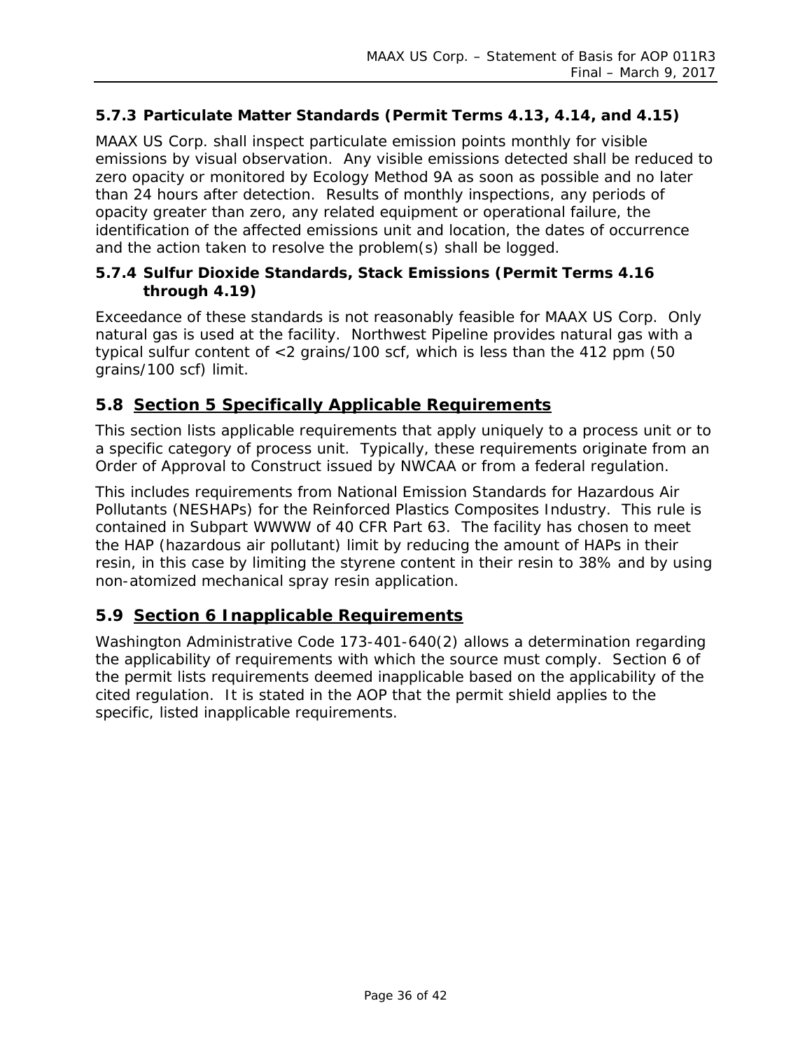### 5.7.3 Particulate Matter Standards (Permit Terms 4.13, 4.14, and 4.15)

MAAX US Corp. shall inspect particulate emission points monthly for visible emissions by visual observation. Any visible emissions detected shall be reduced to zero opacity or monitored by Ecology Method 9A as soon as possible and no later than 24 hours after detection. Results of monthly inspections, any periods of opacity greater than zero, any related equipment or operational failure, the identification of the affected emissions unit and location, the dates of occurrence and the action taken to resolve the problem(s) shall be logged.

### 5.7.4 Sulfur Dioxide Standards, Stack Emissions (Permit Terms 4.16 through 4.19)

Exceedance of these standards is not reasonably feasible for MAAX US Corp. Only natural gas is used at the facility. Northwest Pipeline provides natural gas with a typical sulfur content of <2 grains/100 scf, which is less than the 412 ppm (50 grains/100 scf) limit.

## 5.8 <u>Section 5 Specifically Applicable Requirements</u>

This section lists applicable requirements that apply uniquely to a process unit or to a specific category of process unit. Typically, these requirements originate from an Order of Approval to Construct issued by NWCAA or from a federal regulation.

This includes requirements from National Emission Standards for Hazardous Air Pollutants (NESHAPs) for the Reinforced Plastics Composites Industry. This rule is contained in Subpart WWWW of 40 CFR Part 63. The facility has chosen to meet the HAP (hazardous air pollutant) limit by reducing the amount of HAPs in their resin, in this case by limiting the styrene content in their resin to 38% and by using non-atomized mechanical spray resin application.

## 5.9 <u>Section 6 Inapplicable Requirements</u>

Washington Administrative Code 173-401-640(2) allows a determination regarding the applicability of requirements with which the source must comply. Section 6 of the permit lists requirements deemed inapplicable based on the applicability of the cited regulation. It is stated in the AOP that the permit shield applies to the specific, listed inapplicable requirements.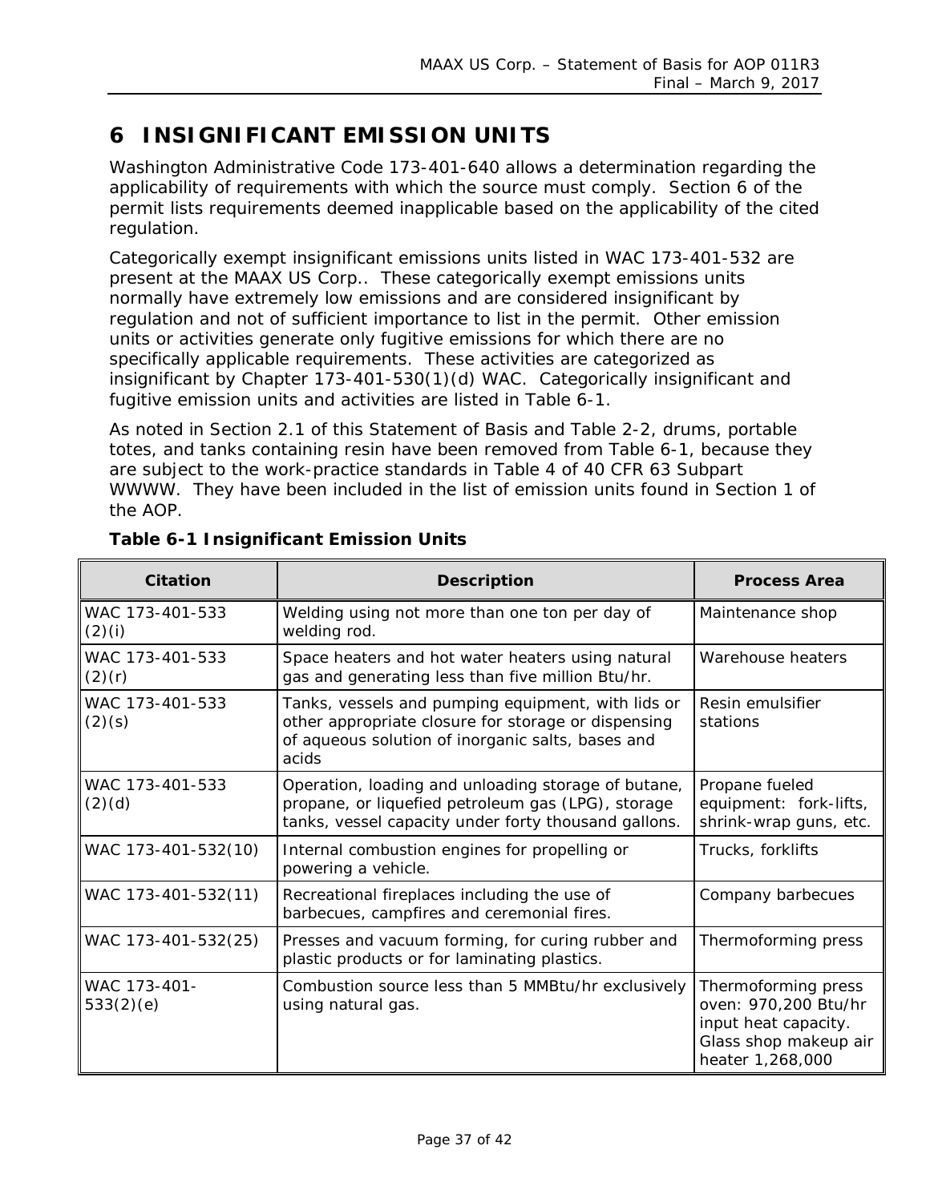# 6 INSIGNIFICANT EMISSION UNITS

Washington Administrative Code 173-401-640 allows a determination regarding the applicability of requirements with which the source must comply. Section 6 of the permit lists requirements deemed inapplicable based on the applicability of the cited regulation.

Categorically exempt insignificant emissions units listed in WAC 173-401-532 are present at the MAAX US Corp.. These categorically exempt emissions units normally have extremely low emissions and are considered insignificant by regulation and not of sufficient importance to list in the permit. Other emission units or activities generate only fugitive emissions for which there are no specifically applicable requirements. These activities are categorized as insignificant by Chapter 173-401-530(1)(d) WAC. Categorically insignificant and fugitive emission units and activities are listed in Table 6-1.

As noted in Section 2.1 of this Statement of Basis and Table 2-2, drums, portable totes, and tanks containing resin have been removed from Table 6-1, because they are subject to the work-practice standards in Table 4 of 40 CFR 63 Subpart WWWW. They have been included in the list of emission units found in Section 1 of the AOP.

**Table 6-1 Insignificant Emission Units**

| Citation | Description | Process Area |
|---|---|---|
| WAC 173-401-533 (2)(i) | Welding using not more than one ton per day of welding rod. | Maintenance shop |
| WAC 173-401-533 (2)(r) | Space heaters and hot water heaters using natural gas and generating less than five million Btu/hr. | Warehouse heaters |
| WAC 173-401-533 (2)(s) | Tanks, vessels and pumping equipment, with lids or other appropriate closure for storage or dispensing of aqueous solution of inorganic salts, bases and acids | Resin emulsifier stations |
| WAC 173-401-533 (2)(d) | Operation, loading and unloading storage of butane, propane, or liquefied petroleum gas (LPG), storage tanks, vessel capacity under forty thousand gallons. | Propane fueled equipment: fork-lifts, shrink-wrap guns, etc. |
| WAC 173-401-532(10) | Internal combustion engines for propelling or powering a vehicle. | Trucks, forklifts |
| WAC 173-401-532(11) | Recreational fireplaces including the use of barbecues, campfires and ceremonial fires. | Company barbecues |
| WAC 173-401-532(25) | Presses and vacuum forming, for curing rubber and plastic products or for laminating plastics. | Thermoforming press |
| WAC 173-401-533(2)(e) | Combustion source less than 5 MMBtu/hr exclusively using natural gas. | Thermoforming press oven: 970,200 Btu/hr input heat capacity. Glass shop makeup air heater 1,268,000 |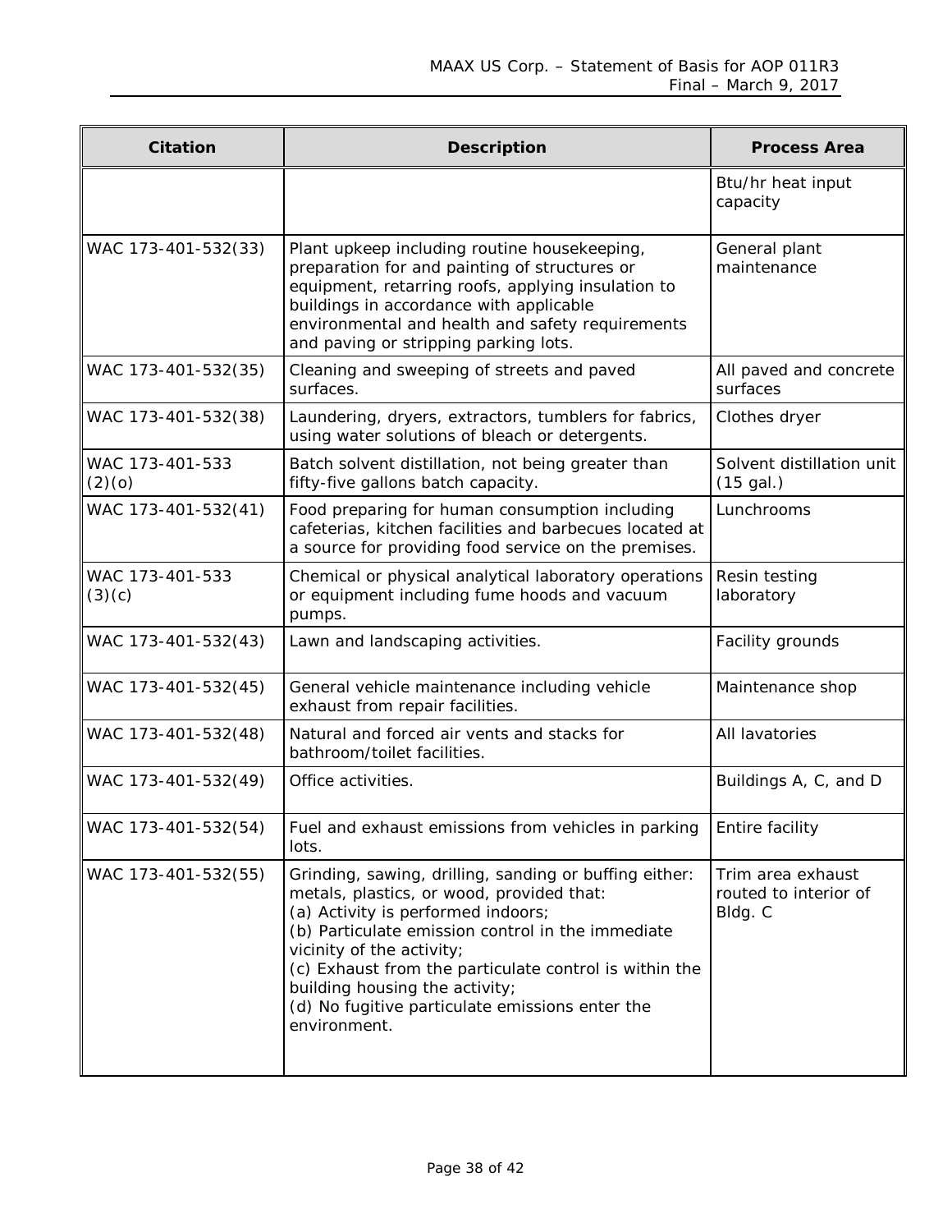| Citation | Description | Process Area |
|---|---|---|
| | | Btu/hr heat input capacity |
| WAC 173-401-532(33) | Plant upkeep including routine housekeeping, preparation for and painting of structures or equipment, retarring roofs, applying insulation to buildings in accordance with applicable environmental and health and safety requirements and paving or stripping parking lots. | General plant maintenance |
| WAC 173-401-532(35) | Cleaning and sweeping of streets and paved surfaces. | All paved and concrete surfaces |
| WAC 173-401-532(38) | Laundering, dryers, extractors, tumblers for fabrics, using water solutions of bleach or detergents. | Clothes dryer |
| WAC 173-401-533 (2)(o) | Batch solvent distillation, not being greater than fifty-five gallons batch capacity. | Solvent distillation unit (15 gal.) |
| WAC 173-401-532(41) | Food preparing for human consumption including cafeterias, kitchen facilities and barbecues located at a source for providing food service on the premises. | Lunchrooms |
| WAC 173-401-533 (3)(c) | Chemical or physical analytical laboratory operations or equipment including fume hoods and vacuum pumps. | Resin testing laboratory |
| WAC 173-401-532(43) | Lawn and landscaping activities. | Facility grounds |
| WAC 173-401-532(45) | General vehicle maintenance including vehicle exhaust from repair facilities. | Maintenance shop |
| WAC 173-401-532(48) | Natural and forced air vents and stacks for bathroom/toilet facilities. | All lavatories |
| WAC 173-401-532(49) | Office activities. | Buildings A, C, and D |
| WAC 173-401-532(54) | Fuel and exhaust emissions from vehicles in parking lots. | Entire facility |
| WAC 173-401-532(55) | Grinding, sawing, drilling, sanding or buffing either: metals, plastics, or wood, provided that: (a) Activity is performed indoors; (b) Particulate emission control in the immediate vicinity of the activity; (c) Exhaust from the particulate control is within the building housing the activity; (d) No fugitive particulate emissions enter the environment. | Trim area exhaust routed to interior of Bldg. C |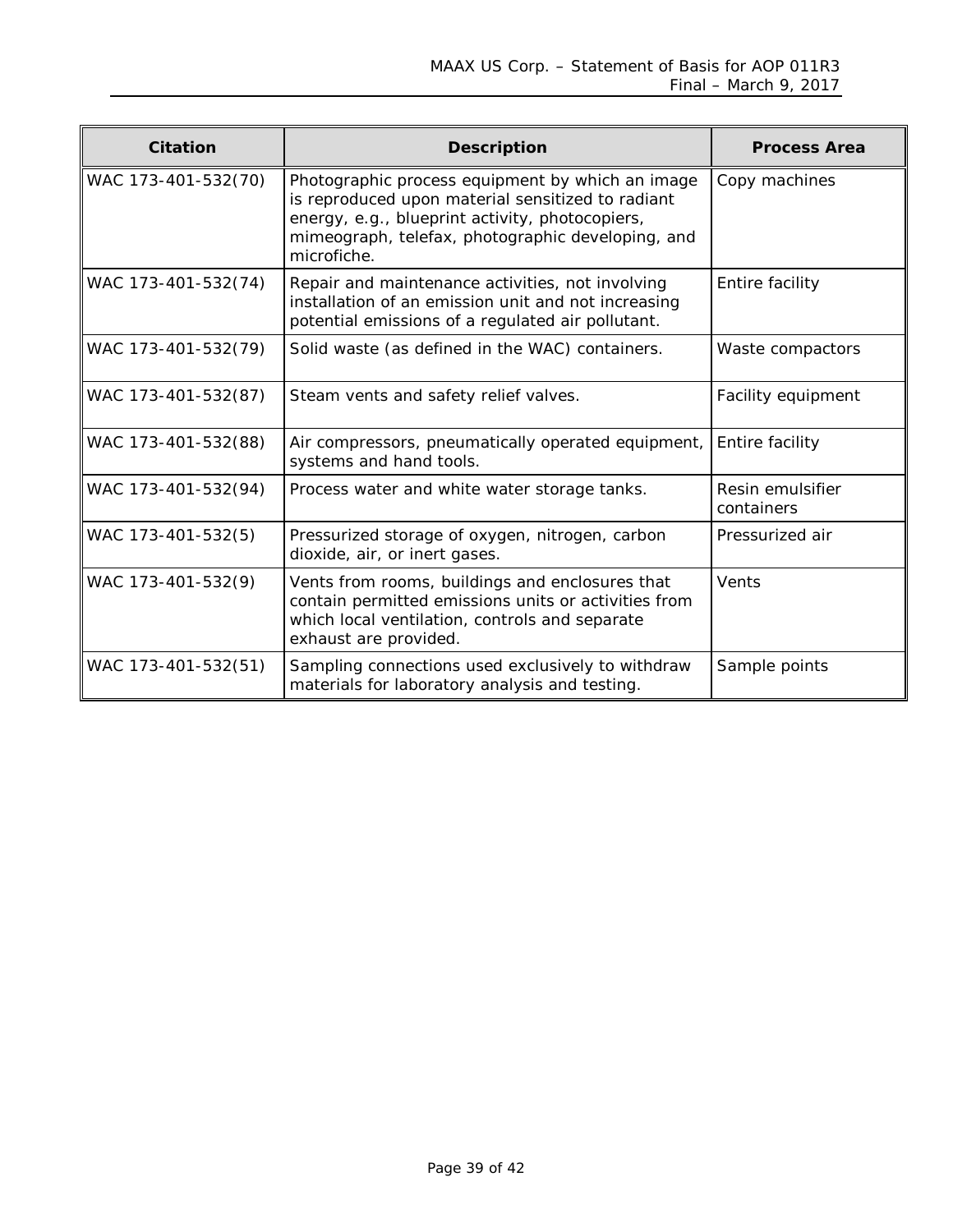| Citation | Description | Process Area |
| --- | --- | --- |
| WAC 173-401-532(70) | Photographic process equipment by which an image is reproduced upon material sensitized to radiant energy, e.g., blueprint activity, photocopiers, mimeograph, telefax, photographic developing, and microfiche. | Copy machines |
| WAC 173-401-532(74) | Repair and maintenance activities, not involving installation of an emission unit and not increasing potential emissions of a regulated air pollutant. | Entire facility |
| WAC 173-401-532(79) | Solid waste (as defined in the WAC) containers. | Waste compactors |
| WAC 173-401-532(87) | Steam vents and safety relief valves. | Facility equipment |
| WAC 173-401-532(88) | Air compressors, pneumatically operated equipment, systems and hand tools. | Entire facility |
| WAC 173-401-532(94) | Process water and white water storage tanks. | Resin emulsifier containers |
| WAC 173-401-532(5) | Pressurized storage of oxygen, nitrogen, carbon dioxide, air, or inert gases. | Pressurized air |
| WAC 173-401-532(9) | Vents from rooms, buildings and enclosures that contain permitted emissions units or activities from which local ventilation, controls and separate exhaust are provided. | Vents |
| WAC 173-401-532(51) | Sampling connections used exclusively to withdraw materials for laboratory analysis and testing. | Sample points |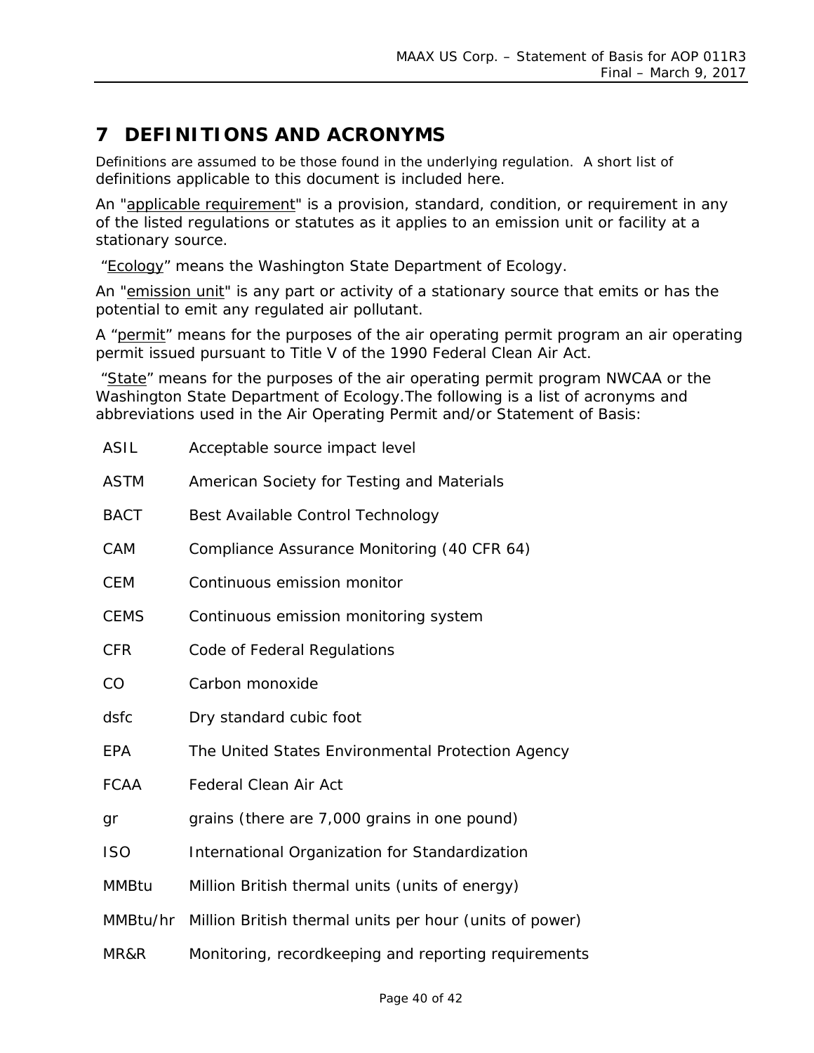# 7 DEFINITIONS AND ACRONYMS

Definitions are assumed to be those found in the underlying regulation. A short list of definitions applicable to this document is included here.

An "applicable requirement" is a provision, standard, condition, or requirement in any of the listed regulations or statutes as it applies to an emission unit or facility at a stationary source.

"Ecology" means the Washington State Department of Ecology.

An "emission unit" is any part or activity of a stationary source that emits or has the potential to emit any regulated air pollutant.

A "permit" means for the purposes of the air operating permit program an air operating permit issued pursuant to Title V of the 1990 Federal Clean Air Act.

"State" means for the purposes of the air operating permit program NWCAA or the Washington State Department of Ecology.The following is a list of acronyms and abbreviations used in the Air Operating Permit and/or Statement of Basis:

| | |
|---|---|
| ASIL | Acceptable source impact level |
| ASTM | American Society for Testing and Materials |
| BACT | Best Available Control Technology |
| CAM | Compliance Assurance Monitoring (40 CFR 64) |
| CEM | Continuous emission monitor |
| CEMS | Continuous emission monitoring system |
| CFR | Code of Federal Regulations |
| CO | Carbon monoxide |
| dsfc | Dry standard cubic foot |
| EPA | The United States Environmental Protection Agency |
| FCAA | Federal Clean Air Act |
| gr | grains (there are 7,000 grains in one pound) |
| ISO | International Organization for Standardization |
| MMBtu | Million British thermal units (units of energy) |
| MMBtu/hr | Million British thermal units per hour (units of power) |
| MR&R | Monitoring, recordkeeping and reporting requirements |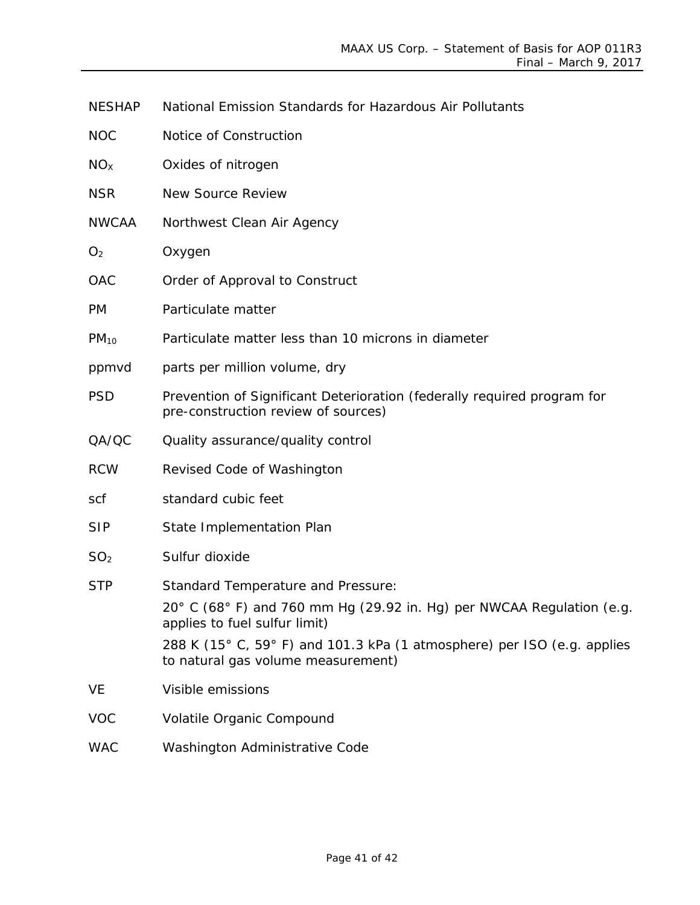| | |
|---|---|
| NESHAP | National Emission Standards for Hazardous Air Pollutants |
| NOC | Notice of Construction |
| $NO_X$ | Oxides of nitrogen |
| NSR | New Source Review |
| NWCAA | Northwest Clean Air Agency |
| $O_2$ | Oxygen |
| OAC | Order of Approval to Construct |
| PM | Particulate matter |
| $PM_{10}$ | Particulate matter less than 10 microns in diameter |
| ppmvd | parts per million volume, dry |
| PSD | Prevention of Significant Deterioration (federally required program for pre-construction review of sources) |
| QA/QC | Quality assurance/quality control |
| RCW | Revised Code of Washington |
| scf | standard cubic feet |
| SIP | State Implementation Plan |
| $SO_2$ | Sulfur dioxide |
| STP | Standard Temperature and Pressure:<br>20° C (68° F) and 760 mm Hg (29.92 in. Hg) per NWCAA Regulation (e.g. applies to fuel sulfur limit)<br>288 K (15° C, 59° F) and 101.3 kPa (1 atmosphere) per ISO (e.g. applies to natural gas volume measurement) |
| VE | Visible emissions |
| VOC | Volatile Organic Compound |
| WAC | Washington Administrative Code |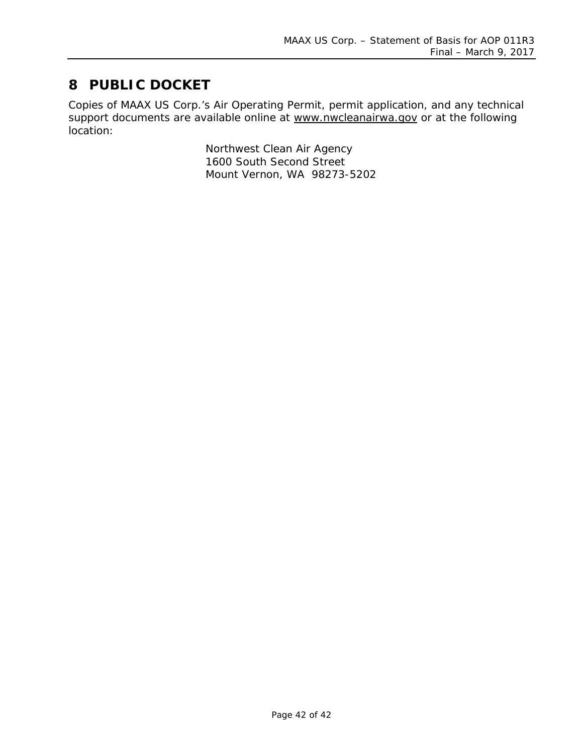# 8 PUBLIC DOCKET

Copies of MAAX US Corp.'s Air Operating Permit, permit application, and any technical support documents are available online at www.nwcleanairwa.gov or at the following location:

Northwest Clean Air Agency
1600 South Second Street
Mount Vernon, WA 98273-5202